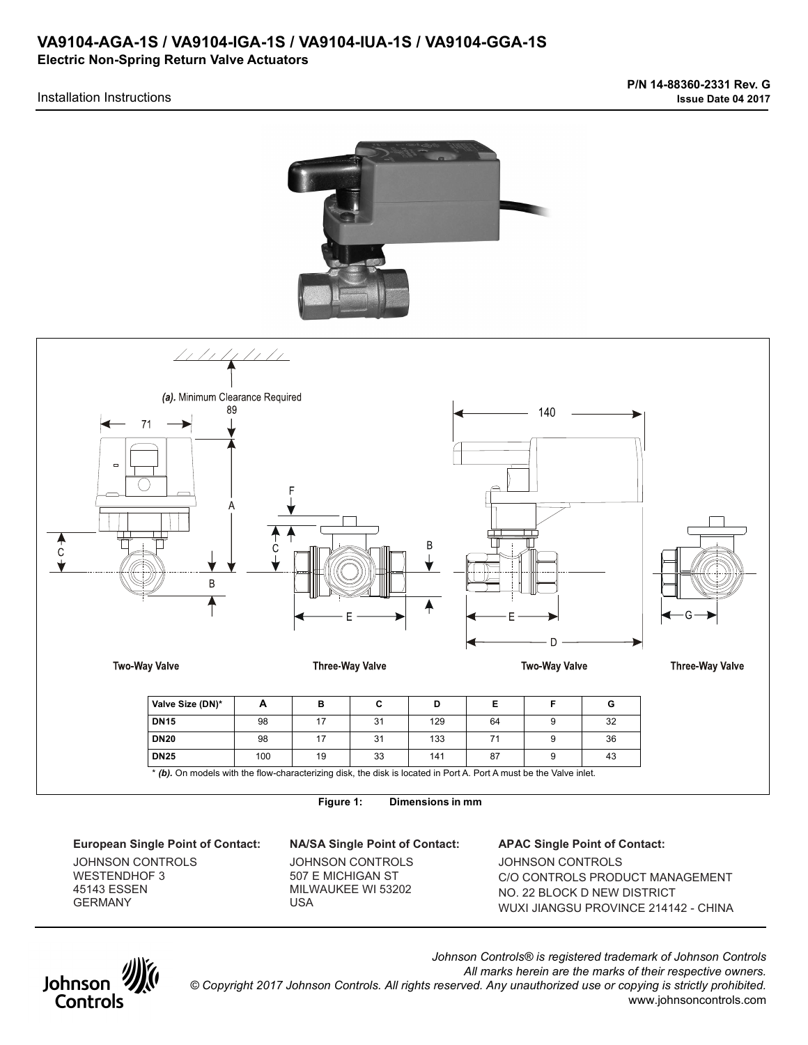# VA9104-AGA-1S / VA9104-IGA-1S / VA9104-IUA-1S / VA9104-GGA-1S

**Electric Non-Spring Return Valve Actuators**

Installation Instructions

**P/N 14-88360-2331 Rev. G**
**Issue Date 04 2017**

*(a).* Minimum Clearance Required 89

Two-Way Valve | Three-Way Valve | Two-Way Valve | Three-Way Valve

| Valve Size (DN)* | A | B | C | D | E | F | G |
|---|---|---|---|---|---|---|---|
| **DN15** | 98 | 17 | 31 | 129 | 64 | 9 | 32 |
| **DN20** | 98 | 17 | 31 | 133 | 71 | 9 | 36 |
| **DN25** | 100 | 19 | 33 | 141 | 87 | 9 | 43 |

\* *(b).* On models with the flow-characterizing disk, the disk is located in Port A. Port A must be the Valve inlet.

**Figure 1: Dimensions in mm**

**European Single Point of Contact:**
JOHNSON CONTROLS
WESTENDHOF 3
45143 ESSEN
GERMANY

**NA/SA Single Point of Contact:**
JOHNSON CONTROLS
507 E MICHIGAN ST
MILWAUKEE WI 53202
USA

**APAC Single Point of Contact:**
JOHNSON CONTROLS
C/O CONTROLS PRODUCT MANAGEMENT
NO. 22 BLOCK D NEW DISTRICT
WUXI JIANGSU PROVINCE 214142 - CHINA

*Johnson Controls® is registered trademark of Johnson Controls*
*All marks herein are the marks of their respective owners.*
*© Copyright 2017 Johnson Controls. All rights reserved. Any unauthorized use or copying is strictly prohibited.*
www.johnsoncontrols.com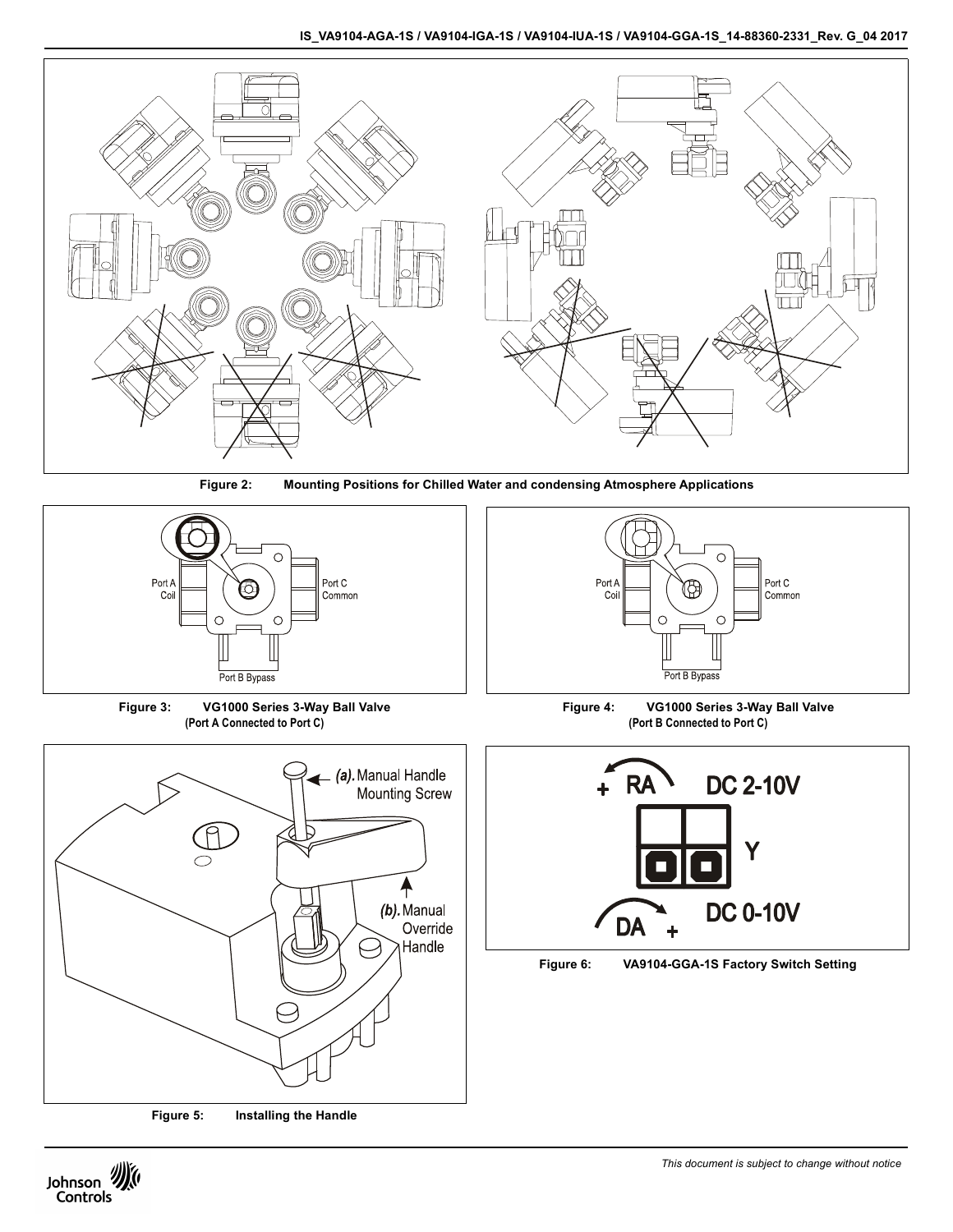Figure 2: Mounting Positions for Chilled Water and condensing Atmosphere Applications

Port A Coil

Port C Common

Port B Bypass

Figure 3: VG1000 Series 3-Way Ball Valve (Port A Connected to Port C)

Port A Coil

Port C Common

Port B Bypass

Figure 4: VG1000 Series 3-Way Ball Valve (Port B Connected to Port C)

(a). Manual Handle Mounting Screw

(b). Manual Override Handle

Figure 5: Installing the Handle

+ RA DC 2-10V

Y

DA + DC 0-10V

Figure 6: VA9104-GGA-1S Factory Switch Setting

This document is subject to change without notice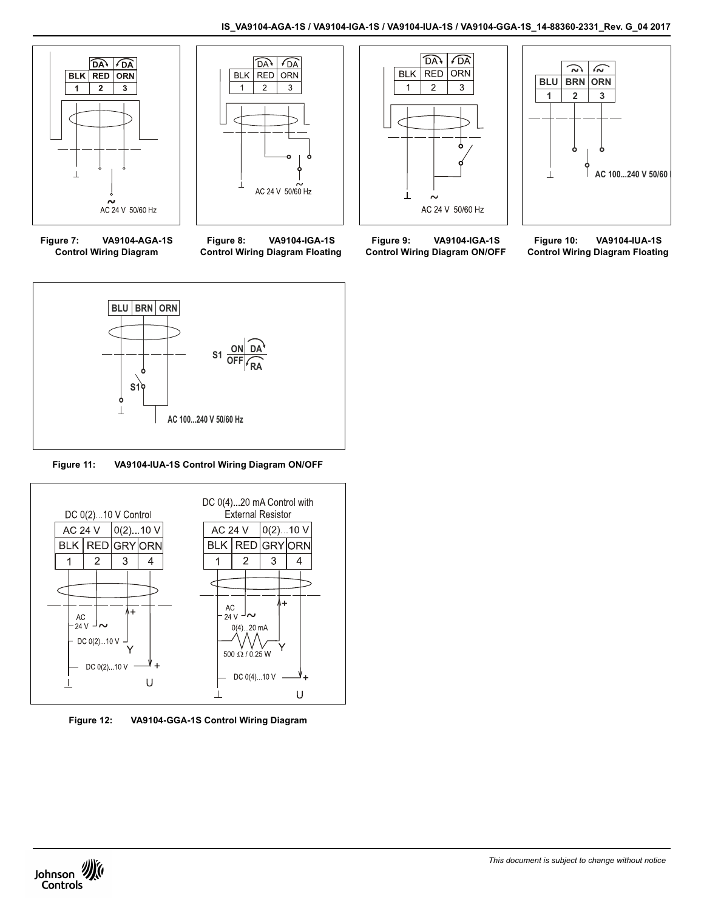| | DA↓ | ↓DA |
|---|---|---|
| BLK | RED | ORN |
| 1 | 2 | 3 |

AC 24 V 50/60 Hz

**Figure 7: VA9104-AGA-1S Control Wiring Diagram**

| | DA↓ | ↓DA |
|---|---|---|
| BLK | RED | ORN |
| 1 | 2 | 3 |

AC 24 V 50/60 Hz

**Figure 8: VA9104-IGA-1S Control Wiring Diagram Floating**

| | DA↓ | ↓DA |
|---|---|---|
| BLK | RED | ORN |
| 1 | 2 | 3 |

AC 24 V 50/60 Hz

**Figure 9: VA9104-IGA-1S Control Wiring Diagram ON/OFF**

| | ~↓ | ↓~ |
|---|---|---|
| BLU | BRN | ORN |
| 1 | 2 | 3 |

AC 100...240 V 50/60

**Figure 10: VA9104-IUA-1S Control Wiring Diagram Floating**

| BLU | BRN | ORN |
|---|---|---|

S1 ON/OFF — DA/RA

AC 100...240 V 50/60 Hz

**Figure 11: VA9104-IUA-1S Control Wiring Diagram ON/OFF**

DC 0(2)...10 V Control

| AC 24 V | | 0(2)...10 V | |
|---|---|---|---|
| BLK | RED | GRY | ORN |
| 1 | 2 | 3 | 4 |

AC 24 V ~; DC 0(2)...10 V Y; DC 0(2)...10 V + U

DC 0(4)...20 mA Control with External Resistor

| AC 24 V | | 0(2)...10 V | |
|---|---|---|---|
| BLK | RED | GRY | ORN |
| 1 | 2 | 3 | 4 |

AC 24 V ~; 0(4)...20 mA; 500 Ω / 0.25 W; Y; DC 0(4)...10 V + U

**Figure 12: VA9104-GGA-1S Control Wiring Diagram**

*This document is subject to change without notice*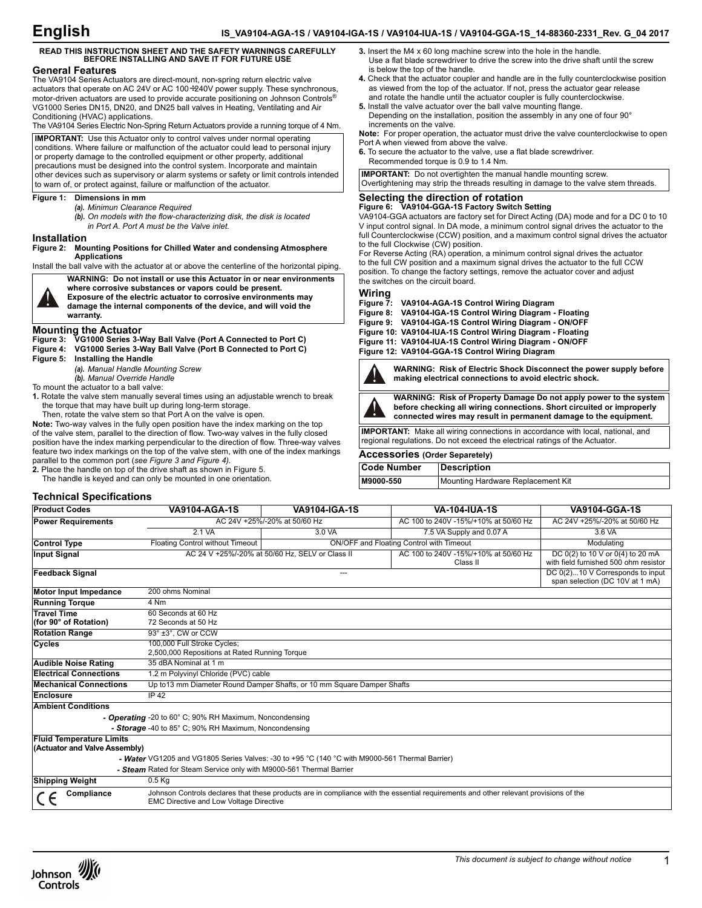# English

**IS_VA9104-AGA-1S / VA9104-IGA-1S / VA9104-IUA-1S / VA9104-GGA-1S_14-88360-2331_Rev. G_04 2017**

**READ THIS INSTRUCTION SHEET AND THE SAFETY WARNINGS CAREFULLY BEFORE INSTALLING AND SAVE IT FOR FUTURE USE**

## General Features

The VA9104 Series Actuators are direct-mount, non-spring return electric valve actuators that operate on AC 24V or AC 100÷240V power supply. These synchronous, motor-driven actuators are used to provide accurate positioning on Johnson Controls® VG1000 Series DN15, DN20, and DN25 ball valves in Heating, Ventilating and Air Conditioning (HVAC) applications.

The VA9104 Series Electric Non-Spring Return Actuators provide a running torque of 4 Nm.

**IMPORTANT:** Use this Actuator only to control valves under normal operating conditions. Where failure or malfunction of the actuator could lead to personal injury or property damage to the controlled equipment or other property, additional precautions must be designed into the control system. Incorporate and maintain other devices such as supervisory or alarm systems or safety or limit controls intended to warn of, or protect against, failure or malfunction of the actuator.

**Figure 1: Dimensions in mm**
*(a). Minimun Clearance Required*
*(b). On models with the flow-characterizing disk, the disk is located in Port A. Port A must be the Valve inlet.*

## Installation

**Figure 2: Mounting Positions for Chilled Water and condensing Atmosphere Applications**

Install the ball valve with the actuator at or above the centerline of the horizontal piping.

**WARNING: Do not install or use this Actuator in or near environments where corrosive substances or vapors could be present. Exposure of the electric actuator to corrosive environments may damage the internal components of the device, and will void the warranty.**

## Mounting the Actuator

**Figure 3: VG1000 Series 3-Way Ball Valve (Port A Connected to Port C)**
**Figure 4: VG1000 Series 3-Way Ball Valve (Port B Connected to Port C)**
**Figure 5: Installing the Handle**
*(a). Manual Handle Mounting Screw*
*(b). Manual Override Handle*

To mount the actuator to a ball valve:

1. Rotate the valve stem manually several times using an adjustable wrench to break the torque that may have built up during long-term storage.
   Then, rotate the valve stem so that Port A on the valve is open.

**Note:** Two-way valves in the fully open position have the index marking on the top of the valve stem, parallel to the direction of flow. Two-way valves in the fully closed position have the index marking perpendicular to the direction of flow. Three-way valves feature two index markings on the top of the valve stem, with one of the index markings parallel to the common port (*see Figure 3 and Figure 4).*

2. Place the handle on top of the drive shaft as shown in Figure 5.
   The handle is keyed and can only be mounted in one orientation.
3. Insert the M4 x 60 long machine screw into the hole in the handle.
   Use a flat blade screwdriver to drive the screw into the drive shaft until the screw is below the top of the handle.
4. Check that the actuator coupler and handle are in the fully counterclockwise position as viewed from the top of the actuator. If not, press the actuator gear release and rotate the handle until the actuator coupler is fully counterclockwise.
5. Install the valve actuator over the ball valve mounting flange.
   Depending on the installation, position the assembly in any one of four 90° increments on the valve.

**Note:** For proper operation, the actuator must drive the valve counterclockwise to open Port A when viewed from above the valve.

6. To secure the actuator to the valve, use a flat blade screwdriver.
   Recommended torque is 0.9 to 1.4 Nm.

**IMPORTANT:** Do not overtighten the manual handle mounting screw. Overtightening may strip the threads resulting in damage to the valve stem threads.

## Selecting the direction of rotation

**Figure 6: VA9104-GGA-1S Factory Switch Setting**

VA9104-GGA actuators are factory set for Direct Acting (DA) mode and for a DC 0 to 10 V input control signal. In DA mode, a minimum control signal drives the actuator to the full Counterclockwise (CCW) position, and a maximum control signal drives the actuator to the full Clockwise (CW) position.

For Reverse Acting (RA) operation, a minimum control signal drives the actuator to the full CW position and a maximum signal drives the actuator to the full CCW position. To change the factory settings, remove the actuator cover and adjust the switches on the circuit board.

## Wiring

**Figure 7: VA9104-AGA-1S Control Wiring Diagram**
**Figure 8: VA9104-IGA-1S Control Wiring Diagram - Floating**
**Figure 9: VA9104-IGA-1S Control Wiring Diagram - ON/OFF**
**Figure 10: VA9104-IUA-1S Control Wiring Diagram - Floating**
**Figure 11: VA9104-IUA-1S Control Wiring Diagram - ON/OFF**
**Figure 12: VA9104-GGA-1S Control Wiring Diagram**

**WARNING: Risk of Electric Shock Disconnect the power supply before making electrical connections to avoid electric shock.**

**WARNING: Risk of Property Damage Do not apply power to the system before checking all wiring connections. Short circuited or improperly connected wires may result in permanent damage to the equipment.**

**IMPORTANT:** Make all wiring connections in accordance with local, national, and regional regulations. Do not exceed the electrical ratings of the Actuator.

### Accessories (Order Separetely)

| Code Number | Description |
|---|---|
| M9000-550 | Mounting Hardware Replacement Kit |

## Technical Specifications

| Product Codes | VA9104-AGA-1S | VA9104-IGA-1S | VA-104-IUA-1S | VA9104-GGA-1S |
|---|---|---|---|---|
| Power Requirements | AC 24V +25%/-20% at 50/60 Hz | | AC 100 to 240V -15%/+10% at 50/60 Hz | AC 24V +25%/-20% at 50/60 Hz |
| | 2.1 VA | 3.0 VA | 7.5 VA Supply and 0.07 A | 3.6 VA |
| Control Type | Floating Control without Timeout | ON/OFF and Floating Control with Timeout | | Modulating |
| Input Signal | AC 24 V +25%/-20% at 50/60 Hz, SELV or Class II | | AC 100 to 240V -15%/+10% at 50/60 Hz Class II | DC 0(2) to 10 V or 0(4) to 20 mA with field furnished 500 ohm resistor |
| Feedback Signal | --- | | | DC 0(2)...10 V Corresponds to input span selection (DC 10V at 1 mA) |
| Motor Input Impedance | 200 ohms Nominal | | | |
| Running Torque | 4 Nm | | | |
| Travel Time (for 90° of Rotation) | 60 Seconds at 60 Hz<br>72 Seconds at 50 Hz | | | |
| Rotation Range | 93° ±3°, CW or CCW | | | |
| Cycles | 100,000 Full Stroke Cycles;<br>2,500,000 Repositions at Rated Running Torque | | | |
| Audible Noise Rating | 35 dBA Nominal at 1 m | | | |
| Electrical Connections | 1.2 m Polyvinyl Chloride (PVC) cable | | | |
| Mechanical Connections | Up to13 mm Diameter Round Damper Shafts, or 10 mm Square Damper Shafts | | | |
| Enclosure | IP 42 | | | |
| Ambient Conditions | | | | |
| *- Operating* | -20 to 60° C; 90% RH Maximum, Noncondensing | | | |
| *- Storage* | -40 to 85° C; 90% RH Maximum, Noncondensing | | | |
| Fluid Temperature Limits (Actuator and Valve Assembly) | | | | |
| *- Water* | VG1205 and VG1805 Series Valves: -30 to +95 °C (140 °C with M9000-561 Thermal Barrier) | | | |
| *- Steam* | Rated for Steam Service only with M9000-561 Thermal Barrier | | | |
| Shipping Weight | 0.5 Kg | | | |
| CE Compliance | Johnson Controls declares that these products are in compliance with the essential requirements and other relevant provisions of the EMC Directive and Low Voltage Directive | | | |

*This document is subject to change without notice*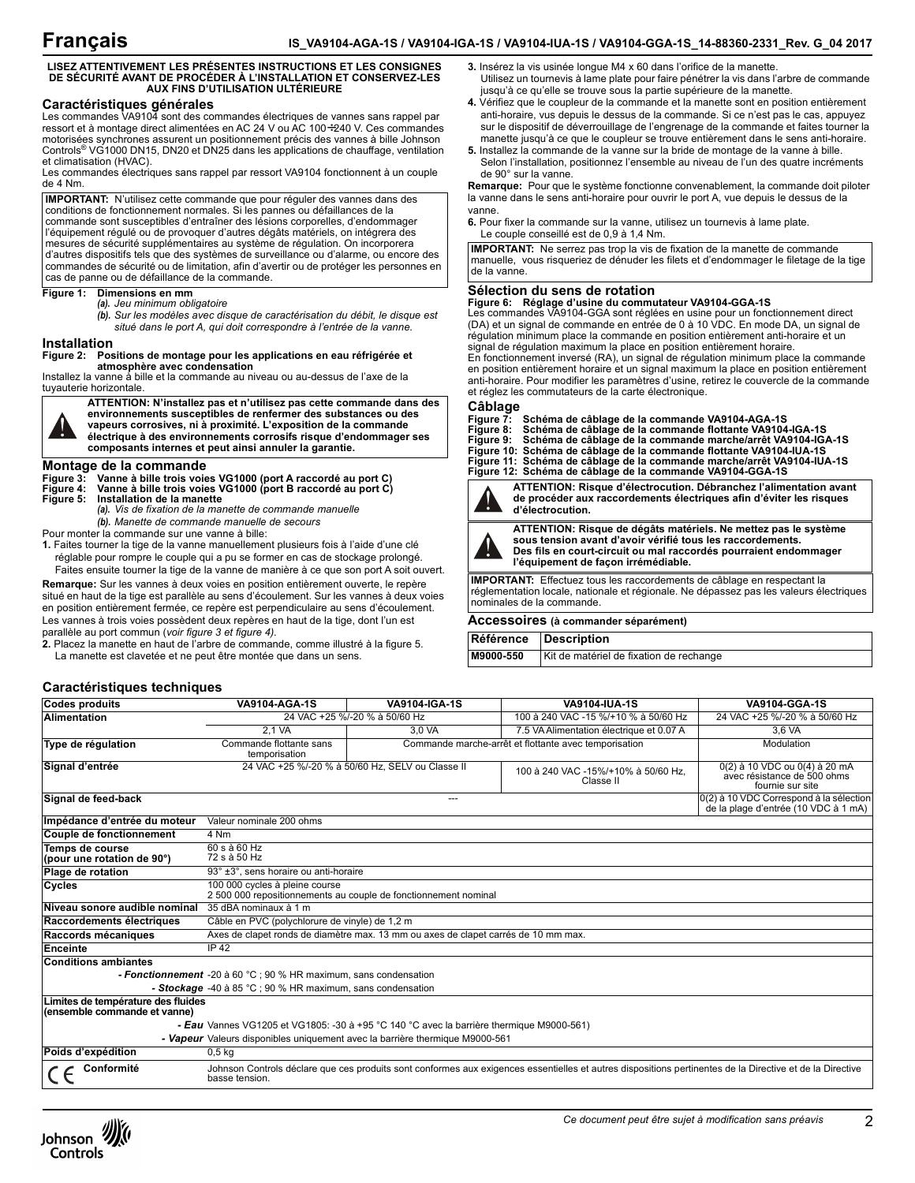# Français

**LISEZ ATTENTIVEMENT LES PRÉSENTES INSTRUCTIONS ET LES CONSIGNES DE SÉCURITÉ AVANT DE PROCÉDER À L'INSTALLATION ET CONSERVEZ-LES AUX FINS D'UTILISATION ULTÉRIEURE**

## Caractéristiques générales

Les commandes VA9104 sont des commandes électriques de vannes sans rappel par ressort et à montage direct alimentées en AC 24 V ou AC 100÷240 V. Ces commandes motorisées synchrones assurent un positionnement précis des vannes à bille Johnson Controls® VG1000 DN15, DN20 et DN25 dans les applications de chauffage, ventilation et climatisation (HVAC).

Les commandes électriques sans rappel par ressort VA9104 fonctionnent à un couple de 4 Nm.

**IMPORTANT:** N'utilisez cette commande que pour réguler des vannes dans des conditions de fonctionnement normales. Si les pannes ou défaillances de la commande sont susceptibles d'entraîner des lésions corporelles, d'endommager l'équipement régulé ou de provoquer d'autres dégâts matériels, on intégrera des mesures de sécurité supplémentaires au système de régulation. On incorporera d'autres dispositifs tels que des systèmes de surveillance ou d'alarme, ou encore des commandes de sécurité ou de limitation, afin d'avertir ou de protéger les personnes en cas de panne ou de défaillance de la commande.

**Figure 1: Dimensions en mm**
*(a). Jeu minimum obligatoire*
*(b). Sur les modèles avec disque de caractérisation du débit, le disque est situé dans le port A, qui doit correspondre à l'entrée de la vanne.*

## Installation

**Figure 2: Positions de montage pour les applications en eau réfrigérée et atmosphère avec condensation**

Installez la vanne à bille et la commande au niveau ou au-dessus de l'axe de la tuyauterie horizontale.

**ATTENTION: N'installez pas et n'utilisez pas cette commande dans des environnements susceptibles de renfermer des substances ou des vapeurs corrosives, ni à proximité. L'exposition de la commande électrique à des environnements corrosifs risque d'endommager ses composants internes et peut ainsi annuler la garantie.**

## Montage de la commande

**Figure 3: Vanne à bille trois voies VG1000 (port A raccordé au port C)**
**Figure 4: Vanne à bille trois voies VG1000 (port B raccordé au port C)**
**Figure 5: Installation de la manette**
*(a). Vis de fixation de la manette de commande manuelle*
*(b). Manette de commande manuelle de secours*

Pour monter la commande sur une vanne à bille:

1. Faites tourner la tige de la vanne manuellement plusieurs fois à l'aide d'une clé réglable pour rompre le couple qui a pu se former en cas de stockage prolongé. Faites ensuite tourner la tige de la vanne de manière à ce que son port A soit ouvert.

**Remarque:** Sur les vannes à deux voies en position entièrement ouverte, le repère situé en haut de la tige est parallèle au sens d'écoulement. Sur les vannes à deux voies en position entièrement fermée, ce repère est perpendiculaire au sens d'écoulement. Les vannes à trois voies possèdent deux repères en haut de la tige, dont l'un est parallèle au port commun *(voir figure 3 et figure 4)*.

2. Placez la manette en haut de l'arbre de commande, comme illustré à la figure 5. La manette est clavetée et ne peut être montée que dans un sens.
3. Insérez la vis usinée longue M4 x 60 dans l'orifice de la manette. Utilisez un tournevis à lame plate pour faire pénétrer la vis dans l'arbre de commande jusqu'à ce qu'elle se trouve sous la partie supérieure de la manette.
4. Vérifiez que le coupleur de la commande et la manette sont en position entièrement anti-horaire, vus depuis le dessus de la commande. Si ce n'est pas le cas, appuyez sur le dispositif de déverrouillage de l'engrenage de la commande et faites tourner la manette jusqu'à ce que le coupleur se trouve entièrement dans le sens anti-horaire.
5. Installez la commande de la vanne sur la bride de montage de la vanne à bille. Selon l'installation, positionnez l'ensemble au niveau de l'un des quatre incréments de 90° sur la vanne.

**Remarque:** Pour que le système fonctionne convenablement, la commande doit piloter la vanne dans le sens anti-horaire pour ouvrir le port A, vue depuis le dessus de la vanne.

6. Pour fixer la commande sur la vanne, utilisez un tournevis à lame plate. Le couple conseillé est de 0,9 à 1,4 Nm.

**IMPORTANT:** Ne serrez pas trop la vis de fixation de la manette de commande manuelle, vous risqueriez de dénuder les filets et d'endommager le filetage de la tige de la vanne.

## Sélection du sens de rotation

**Figure 6: Réglage d'usine du commutateur VA9104-GGA-1S**

Les commandes VA9104-GGA sont réglées en usine pour un fonctionnement direct (DA) et un signal de commande en entrée de 0 à 10 VDC. En mode DA, un signal de régulation minimum place la commande en position entièrement anti-horaire et un signal de régulation maximum la place en position entièrement horaire.

En fonctionnement inversé (RA), un signal de régulation minimum place la commande en position entièrement horaire et un signal maximum la place en position entièrement anti-horaire. Pour modifier les paramètres d'usine, retirez le couvercle de la commande et réglez les commutateurs de la carte électronique.

## Câblage

**Figure 7: Schéma de câblage de la commande VA9104-AGA-1S**
**Figure 8: Schéma de câblage de la commande flottante VA9104-IGA-1S**
**Figure 9: Schéma de câblage de la commande marche/arrêt VA9104-IGA-1S**
**Figure 10: Schéma de câblage de la commande flottante VA9104-IUA-1S**
**Figure 11: Schéma de câblage de la commande marche/arrêt VA9104-IUA-1S**
**Figure 12: Schéma de câblage de la commande VA9104-GGA-1S**

**ATTENTION: Risque d'électrocution. Débranchez l'alimentation avant de procéder aux raccordements électriques afin d'éviter les risques d'électrocution.**

**ATTENTION: Risque de dégâts matériels. Ne mettez pas le système sous tension avant d'avoir vérifié tous les raccordements. Des fils en court-circuit ou mal raccordés pourraient endommager l'équipement de façon irrémédiable.**

**IMPORTANT:** Effectuez tous les raccordements de câblage en respectant la réglementation locale, nationale et régionale. Ne dépassez pas les valeurs électriques nominales de la commande.

## Accessoires (à commander séparément)

| Référence | Description |
|---|---|
| M9000-550 | Kit de matériel de fixation de rechange |

## Caractéristiques techniques

| Codes produits | VA9104-AGA-1S | VA9104-IGA-1S | VA9104-IUA-1S | VA9104-GGA-1S |
|---|---|---|---|---|
| Alimentation | 24 VAC +25 %/-20 % à 50/60 Hz | | 100 à 240 VAC -15 %/+10 % à 50/60 Hz | 24 VAC +25 %/-20 % à 50/60 Hz |
| | 2,1 VA | 3,0 VA | 7.5 VA Alimentation électrique et 0.07 A | 3,6 VA |
| Type de régulation | Commande flottante sans temporisation | Commande marche-arrêt et flottante avec temporisation | | Modulation |
| Signal d'entrée | 24 VAC +25 %/-20 % à 50/60 Hz, SELV ou Classe II | | 100 à 240 VAC -15%/+10% à 50/60 Hz, Classe II | 0(2) à 10 VDC ou 0(4) à 20 mA avec résistance de 500 ohms fournie sur site |
| Signal de feed-back | --- | | | 0(2) à 10 VDC Correspond à la sélection de la plage d'entrée (10 VDC à 1 mA) |
| Impédance d'entrée du moteur | Valeur nominale 200 ohms | | | |
| Couple de fonctionnement | 4 Nm | | | |
| Temps de course (pour une rotation de 90°) | 60 s à 60 Hz<br>72 s à 50 Hz | | | |
| Plage de rotation | 93° ±3°, sens horaire ou anti-horaire | | | |
| Cycles | 100 000 cycles à pleine course<br>2 500 000 repositionnements au couple de fonctionnement nominal | | | |
| Niveau sonore audible nominal | 35 dBA nominaux à 1 m | | | |
| Raccordements électriques | Câble en PVC (polychlorure de vinyle) de 1,2 m | | | |
| Raccords mécaniques | Axes de clapet ronds de diamètre max. 13 mm ou axes de clapet carrés de 10 mm max. | | | |
| Enceinte | IP 42 | | | |
| Conditions ambiantes | | | | |
| *- Fonctionnement* | -20 à 60 °C ; 90 % HR maximum, sans condensation | | | |
| *- Stockage* | -40 à 85 °C ; 90 % HR maximum, sans condensation | | | |
| Limites de température des fluides (ensemble commande et vanne) | | | | |
| *- Eau* | Vannes VG1205 et VG1805: -30 à +95 °C 140 °C avec la barrière thermique M9000-561) | | | |
| *- Vapeur* | Valeurs disponibles uniquement avec la barrière thermique M9000-561 | | | |
| Poids d'expédition | 0,5 kg | | | |
| CE Conformité | Johnson Controls déclare que ces produits sont conformes aux exigences essentielles et autres dispositions pertinentes de la Directive et de la Directive basse tension. | | | |

*Ce document peut être sujet à modification sans préavis*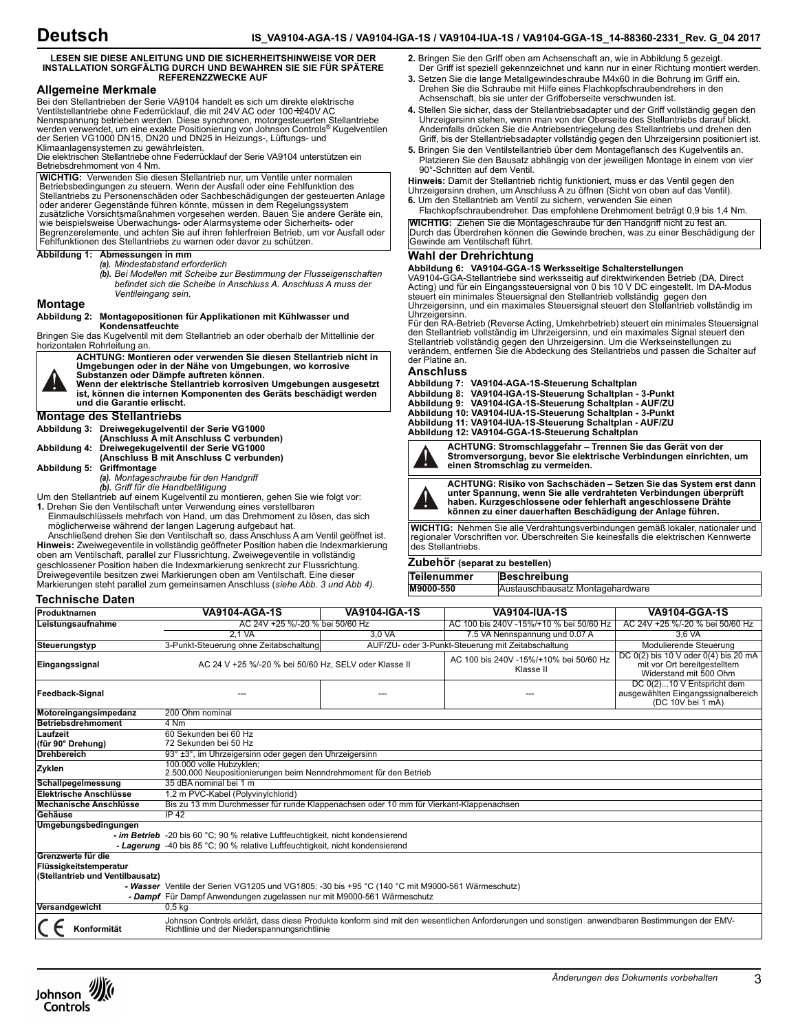# Deutsch

**IS_VA9104-AGA-1S / VA9104-IGA-1S / VA9104-IUA-1S / VA9104-GGA-1S_14-88360-2331_Rev. G_04 2017**

**LESEN SIE DIESE ANLEITUNG UND DIE SICHERHEITSHINWEISE VOR DER INSTALLATION SORGFÄLTIG DURCH UND BEWAHREN SIE SIE FÜR SPÄTERE REFERENZZWECKE AUF**

## Allgemeine Merkmale

Bei den Stellantrieben der Serie VA9104 handelt es sich um direkte elektrische Ventilstellantriebe ohne Federrücklauf, die mit 24V AC oder 100÷240V AC Nennspannung betrieben werden. Diese synchronen, motorgesteuerten Stellantriebe werden verwendet, um eine exakte Positionierung von Johnson Controls® Kugelventilen der Serien VG1000 DN15, DN20 und DN25 in Heizungs-, Lüftungs- und Klimaanlagensystemen zu gewährleisten.
Die elektrischen Stellantriebe ohne Federrücklauf der Serie VA9104 unterstützen ein Betriebsdrehmoment von 4 Nm.

**WICHTIG:** Verwenden Sie diesen Stellantrieb nur, um Ventile unter normalen Betriebsbedingungen zu steuern. Wenn der Ausfall oder eine Fehlfunktion des Stellantriebs zu Personenschäden oder Sachbeschädigungen der gesteuerten Anlage oder anderer Gegenstände führen könnte, müssen in dem Regelungssystem zusätzliche Vorsichtsmaßnahmen vorgesehen werden. Bauen Sie andere Geräte ein, wie beispielsweise Überwachungs- oder Alarmsysteme oder Sicherheits- oder Begrenzerelemente, und achten Sie auf ihren fehlerfreien Betrieb, um vor Ausfall oder Fehlfunktionen des Stellantriebs zu warnen oder davor zu schützen.

**Abbildung 1: Abmessungen in mm**
*(a). Mindestabstand erforderlich*
*(b). Bei Modellen mit Scheibe zur Bestimmung der Flusseigenschaften befindet sich die Scheibe in Anschluss A. Anschluss A muss der Ventileingang sein.*

## Montage

**Abbildung 2: Montagepositionen für Applikationen mit Kühlwasser und Kondensatfeuchte**

Bringen Sie das Kugelventil mit dem Stellantrieb an oder oberhalb der Mittellinie der horizontalen Rohrleitung an.

**ACHTUNG: Montieren oder verwenden Sie diesen Stellantrieb nicht in Umgebungen oder in der Nähe von Umgebungen, wo korrosive Substanzen oder Dämpfe auftreten können. Wenn der elektrische Stellantrieb korrosiven Umgebungen ausgesetzt ist, können die internen Komponenten des Geräts beschädigt werden und die Garantie erlischt.**

## Montage des Stellantriebs

**Abbildung 3: Dreiwegekugelventil der Serie VG1000 (Anschluss A mit Anschluss C verbunden)**
**Abbildung 4: Dreiwegekugelventil der Serie VG1000 (Anschluss B mit Anschluss C verbunden)**
**Abbildung 5: Griffmontage**
*(a). Montageschraube für den Handgriff*
*(b). Griff für die Handbetätigung*

Um den Stellantrieb auf einem Kugelventil zu montieren, gehen Sie wie folgt vor:

1. Drehen Sie den Ventilschaft unter Verwendung eines verstellbaren Einmaulschlüssels mehrfach von Hand, um das Drehmoment zu lösen, das sich möglicherweise während der langen Lagerung aufgebaut hat.
   Anschließend drehen Sie den Ventilschaft so, dass Anschluss A am Ventil geöffnet ist.

**Hinweis:** Zweiwegeventile in vollständig geöffneter Position haben die Indexmarkierung oben am Ventilschaft, parallel zur Flussrichtung. Zweiwegeventile in vollständig geschlossener Position haben die Indexmarkierung senkrecht zur Flussrichtung. Dreiwegeventile besitzen zwei Markierungen oben am Ventilschaft. Eine dieser Markierungen steht parallel zum gemeinsamen Anschluss (*siehe Abb. 3 und Abb 4).*

2. Bringen Sie den Griff oben am Achsenschaft an, wie in Abbildung 5 gezeigt. Der Griff ist speziell gekennzeichnet und kann nur in einer Richtung montiert werden.
3. Setzen Sie die lange Metallgewindeschraube M4x60 in die Bohrung im Griff ein. Drehen Sie die Schraube mit Hilfe eines Flachkopfschraubendrehers in den Achsenschaft, bis sie unter der Griffoberseite verschwunden ist.
4. Stellen Sie sicher, dass der Stellantriebsadapter und der Griff vollständig gegen den Uhrzeigersinn stehen, wenn man von der Oberseite des Stellantriebs darauf blickt. Andernfalls drücken Sie die Antriebsentriegelung des Stellantriebs und drehen den Griff, bis der Stellantriebsadapter vollständig gegen den Uhrzeigersinn positioniert ist.
5. Bringen Sie den Ventilstellantrieb über dem Montageflansch des Kugelventils an. Platzieren Sie den Bausatz abhängig von der jeweiligen Montage in einem von vier 90°-Schritten auf dem Ventil.

**Hinweis:** Damit der Stellantrieb richtig funktioniert, muss er das Ventil gegen den Uhrzeigersinn drehen, um Anschluss A zu öffnen (Sicht von oben auf das Ventil).

6. Um den Stellantrieb am Ventil zu sichern, verwenden Sie einen Flachkopfschraubendreher. Das empfohlene Drehmoment beträgt 0,9 bis 1,4 Nm.

**WICHTIG:** Ziehen Sie die Montageschraube für den Handgriff nicht zu fest an. Durch das Überdrehen können die Gewinde brechen, was zu einer Beschädigung der Gewinde am Ventilschaft führt.

## Wahl der Drehrichtung

**Abbildung 6: VA9104-GGA-1S Werksseitige Schalterstellungen**

VA9104-GGA-Stellantriebe sind werksseitig auf direktwirkenden Betrieb (DA, Direct Acting) und für ein Eingangssteuersignal von 0 bis 10 V DC eingestellt. Im DA-Modus steuert ein minimales Steuersignal den Stellantrieb vollständig gegen den Uhrzeigersinn, und ein maximales Steuersignal steuert den Stellantrieb vollständig im Uhrzeigersinn.
Für den RA-Betrieb (Reverse Acting, Umkehrbetrieb) steuert ein minimales Steuersignal den Stellantrieb vollständig im Uhrzeigersinn, und ein maximales Signal steuert den Stellantrieb vollständig gegen den Uhrzeigersinn. Um die Werkseinstellungen zu verändern, entfernen Sie die Abdeckung des Stellantriebs und passen die Schalter auf der Platine an.

## Anschluss

**Abbildung 7: VA9104-AGA-1S-Steuerung Schaltplan**
**Abbildung 8: VA9104-IGA-1S-Steuerung Schaltplan - 3-Punkt**
**Abbildung 9: VA9104-IGA-1S-Steuerung Schaltplan - AUF/ZU**
**Abbildung 10: VA9104-IUA-1S-Steuerung Schaltplan - 3-Punkt**
**Abbildung 11: VA9104-IUA-1S-Steuerung Schaltplan - AUF/ZU**
**Abbildung 12: VA9104-GGA-1S-Steuerung Schaltplan**

**ACHTUNG: Stromschlaggefahr – Trennen Sie das Gerät von der Stromversorgung, bevor Sie elektrische Verbindungen einrichten, um einen Stromschlag zu vermeiden.**

**ACHTUNG: Risiko von Sachschäden – Setzen Sie das System erst dann unter Spannung, wenn Sie alle verdrahteten Verbindungen überprüft haben. Kurzgeschlossene oder fehlerhaft angeschlossene Drähte können zu einer dauerhaften Beschädigung der Anlage führen.**

**WICHTIG:** Nehmen Sie alle Verdrahtungsverbindungen gemäß lokaler, nationaler und regionaler Vorschriften vor. Überschreiten Sie keinesfalls die elektrischen Kennwerte des Stellantriebs.

## Zubehör (separat zu bestellen)

| Teilenummer | Beschreibung |
|---|---|
| M9000-550 | Austauschbausatz Montagehardware |

## Technische Daten

| Produktnamen | VA9104-AGA-1S | VA9104-IGA-1S | VA9104-IUA-1S | VA9104-GGA-1S |
|---|---|---|---|---|
| Leistungsaufnahme | AC 24V +25 %/-20 % bei 50/60 Hz | | AC 100 bis 240V -15%/+10 % bei 50/60 Hz | AC 24V +25 %/-20 % bei 50/60 Hz |
| | 2,1 VA | 3,0 VA | 7.5 VA Nennspannung und 0.07 A | 3,6 VA |
| Steuerungstyp | 3-Punkt-Steuerung ohne Zeitabschaltung | AUF/ZU- oder 3-Punkt-Steuerung mit Zeitabschaltung | | Modulierende Steuerung |
| Eingangssignal | AC 24 V +25 %/-20 % bei 50/60 Hz, SELV oder Klasse II | | AC 100 bis 240V -15%/+10% bei 50/60 Hz Klasse II | DC 0(2) bis 10 V oder 0(4) bis 20 mA mit vor Ort bereitgestelltem Widerstand mit 500 Ohm |
| Feedback-Signal | --- | --- | --- | DC 0(2)...10 V Entspricht dem ausgewählten Eingangssignalbereich (DC 10V bei 1 mA) |
| Motoreingangsimpedanz | 200 Ohm nominal | | | |
| Betriebsdrehmoment | 4 Nm | | | |
| Laufzeit (für 90° Drehung) | 60 Sekunden bei 60 Hz<br>72 Sekunden bei 50 Hz | | | |
| Drehbereich | 93° ±3°, im Uhrzeigersinn oder gegen den Uhrzeigersinn | | | |
| Zyklen | 100.000 volle Hubzyklen;<br>2.500.000 Neupositionierungen beim Nenndrehmoment für den Betrieb | | | |
| Schallpegelmessung | 35 dBA nominal bei 1 m | | | |
| Elektrische Anschlüsse | 1,2 m PVC-Kabel (Polyvinylchlorid) | | | |
| Mechanische Anschlüsse | Bis zu 13 mm Durchmesser für runde Klappenachsen oder 10 mm für Vierkant-Klappenachsen | | | |
| Gehäuse | IP 42 | | | |
| Umgebungsbedingungen | | | | |
| *- im Betrieb* | -20 bis 60 °C; 90 % relative Luftfeuchtigkeit, nicht kondensierend | | | |
| *- Lagerung* | -40 bis 85 °C; 90 % relative Luftfeuchtigkeit, nicht kondensierend | | | |
| Grenzwerte für die Flüssigkeitstemperatur (Stellantrieb und Ventilbausatz) | | | | |
| *- Wasser* | Ventile der Serien VG1205 und VG1805: -30 bis +95 °C (140 °C mit M9000-561 Wärmeschutz) | | | |
| *- Dampf* | Für Dampf Anwendungen zugelassen nur mit M9000-561 Wärmeschutz | | | |
| Versandgewicht | 0,5 kg | | | |
| CE Konformität | Johnson Controls erklärt, dass diese Produkte konform sind mit den wesentlichen Anforderungen und sonstigen anwendbaren Bestimmungen der EMV-Richtlinie und der Niederspannungsrichtlinie | | | |

*Änderungen des Dokuments vorbehalten*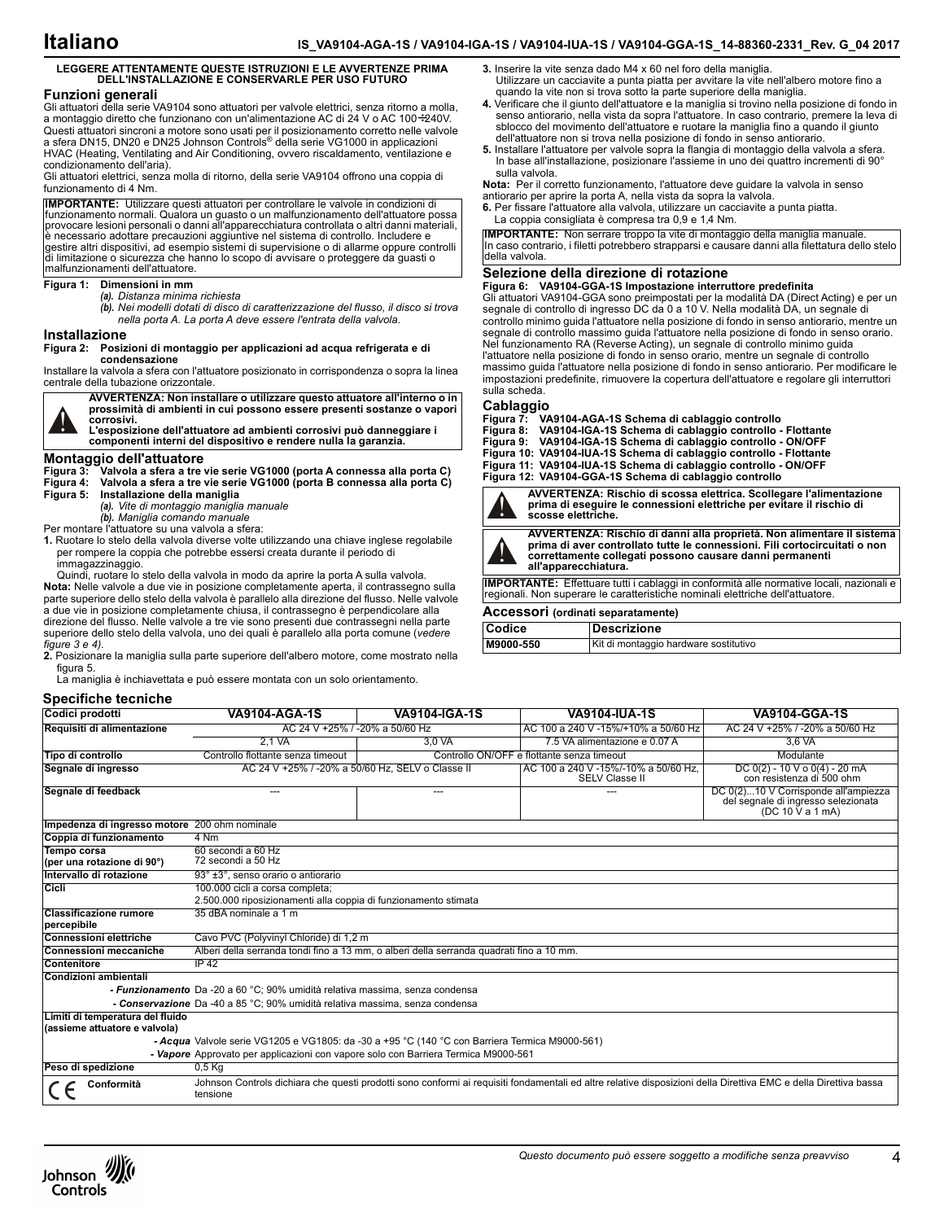# Italiano

**IS_VA9104-AGA-1S / VA9104-IGA-1S / VA9104-IUA-1S / VA9104-GGA-1S_14-88360-2331_Rev. G_04 2017**

**LEGGERE ATTENTAMENTE QUESTE ISTRUZIONI E LE AVVERTENZE PRIMA DELL'INSTALLAZIONE E CONSERVARLE PER USO FUTURO**

## Funzioni generali

Gli attuatori della serie VA9104 sono attuatori per valvole elettrici, senza ritorno a molla, a montaggio diretto che funzionano con un'alimentazione AC di 24 V o AC 100÷240V. Questi attuatori sincroni a motore sono usati per il posizionamento corretto nelle valvole a sfera DN15, DN20 e DN25 Johnson Controls® della serie VG1000 in applicazioni HVAC (Heating, Ventilating and Air Conditioning, ovvero riscaldamento, ventilazione e condizionamento dell'aria).

Gli attuatori elettrici, senza molla di ritorno, della serie VA9104 offrono una coppia di funzionamento di 4 Nm.

**IMPORTANTE:** Utilizzare questi attuatori per controllare le valvole in condizioni di funzionamento normali. Qualora un guasto o un malfunzionamento dell'attuatore possa provocare lesioni personali o danni all'apparecchiatura controllata o altri danni materiali, è necessario adottare precauzioni aggiuntive nel sistema di controllo. Includere e gestire altri dispositivi, ad esempio sistemi di supervisione o di allarme oppure controlli di limitazione o sicurezza che hanno lo scopo di avvisare o proteggere da guasti o malfunzionamenti dell'attuatore.

**Figura 1: Dimensioni in mm**
*(a). Distanza minima richiesta*
*(b). Nei modelli dotati di disco di caratterizzazione del flusso, il disco si trova nella porta A. La porta A deve essere l'entrata della valvola.*

## Installazione

**Figura 2: Posizioni di montaggio per applicazioni ad acqua refrigerata e di condensazione**

Installare la valvola a sfera con l'attuatore posizionato in corrispondenza o sopra la linea centrale della tubazione orizzontale.

**AVVERTENZA: Non installare o utilizzare questo attuatore all'interno o in prossimità di ambienti in cui possono essere presenti sostanze o vapori corrosivi.**
**L'esposizione dell'attuatore ad ambienti corrosivi può danneggiare i componenti interni del dispositivo e rendere nulla la garanzia.**

## Montaggio dell'attuatore

**Figura 3: Valvola a sfera a tre vie serie VG1000 (porta A connessa alla porta C)**
**Figura 4: Valvola a sfera a tre vie serie VG1000 (porta B connessa alla porta C)**
**Figura 5: Installazione della maniglia**
*(a). Vite di montaggio maniglia manuale*
*(b). Maniglia comando manuale*

Per montare l'attuatore su una valvola a sfera:

1. Ruotare lo stelo della valvola diverse volte utilizzando una chiave inglese regolabile per rompere la coppia che potrebbe essersi creata durante il periodo di immagazzinaggio.
   Quindi, ruotare lo stelo della valvola in modo da aprire la porta A sulla valvola.

**Nota:** Nelle valvole a due vie in posizione completamente aperta, il contrassegno sulla parte superiore dello stelo della valvola è parallelo alla direzione del flusso. Nelle valvole a due vie in posizione completamente chiusa, il contrassegno è perpendicolare alla direzione del flusso. Nelle valvole a tre vie sono presenti due contrassegni nella parte superiore dello stelo della valvola, uno dei quali è parallelo alla porta comune (*vedere figure 3 e 4*).

2. Posizionare la maniglia sulla parte superiore dell'albero motore, come mostrato nella figura 5.
   La maniglia è inchiavettata e può essere montata con un solo orientamento.
3. Inserire la vite senza dado M4 x 60 nel foro della maniglia.
   Utilizzare un cacciavite a punta piatta per avvitare la vite nell'albero motore fino a quando la vite non si trova sotto la parte superiore della maniglia.
4. Verificare che il giunto dell'attuatore e la maniglia si trovino nella posizione di fondo in senso antiorario, nella vista da sopra l'attuatore. In caso contrario, premere la leva di sblocco del movimento dell'attuatore e ruotare la maniglia fino a quando il giunto dell'attuatore non si trova nella posizione di fondo in senso antiorario.
5. Installare l'attuatore per valvole sopra la flangia di montaggio della valvola a sfera. In base all'installazione, posizionare l'assieme in uno dei quattro incrementi di 90° sulla valvola.

**Nota:** Per il corretto funzionamento, l'attuatore deve guidare la valvola in senso antiorario per aprire la porta A, nella vista da sopra la valvola.

6. Per fissare l'attuatore alla valvola, utilizzare un cacciavite a punta piatta.
   La coppia consigliata è compresa tra 0,9 e 1,4 Nm.

**IMPORTANTE:** Non serrare troppo la vite di montaggio della maniglia manuale. In caso contrario, i filetti potrebbero strapparsi e causare danni alla filettatura dello stelo della valvola.

## Selezione della direzione di rotazione

**Figura 6: VA9104-GGA-1S Impostazione interruttore predefinita**

Gli attuatori VA9104-GGA sono preimpostati per la modalità DA (Direct Acting) e per un segnale di controllo di ingresso DC da 0 a 10 V. Nella modalità DA, un segnale di controllo minimo guida l'attuatore nella posizione di fondo in senso antiorario, mentre un segnale di controllo massimo guida l'attuatore nella posizione di fondo in senso orario. Nel funzionamento RA (Reverse Acting), un segnale di controllo minimo guida l'attuatore nella posizione di fondo in senso orario, mentre un segnale di controllo massimo guida l'attuatore nella posizione di fondo in senso antiorario. Per modificare le impostazioni predefinite, rimuovere la copertura dell'attuatore e regolare gli interruttori sulla scheda.

## Cablaggio

**Figura 7: VA9104-AGA-1S Schema di cablaggio controllo**
**Figura 8: VA9104-IGA-1S Schema di cablaggio controllo - Flottante**
**Figura 9: VA9104-IGA-1S Schema di cablaggio controllo - ON/OFF**
**Figura 10: VA9104-IUA-1S Schema di cablaggio controllo - Flottante**
**Figura 11: VA9104-IUA-1S Schema di cablaggio controllo - ON/OFF**
**Figura 12: VA9104-GGA-1S Schema di cablaggio controllo**

**AVVERTENZA: Rischio di scossa elettrica. Scollegare l'alimentazione prima di eseguire le connessioni elettriche per evitare il rischio di scosse elettriche.**

**AVVERTENZA: Rischio di danni alla proprietà. Non alimentare il sistema prima di aver controllato tutte le connessioni. Fili cortocircuitati o non correttamente collegati possono causare danni permanenti all'apparecchiatura.**

**IMPORTANTE:** Effettuare tutti i cablaggi in conformità alle normative locali, nazionali e regionali. Non superare le caratteristiche nominali elettriche dell'attuatore.

## Accessori (ordinati separatamente)

| Codice | Descrizione |
|---|---|
| M9000-550 | Kit di montaggio hardware sostitutivo |

## Specifiche tecniche

| Codici prodotti | VA9104-AGA-1S | VA9104-IGA-1S | VA9104-IUA-1S | VA9104-GGA-1S |
|---|---|---|---|---|
| Requisiti di alimentazione | AC 24 V +25% / -20% a 50/60 Hz | | AC 100 a 240 V -15%/+10% a 50/60 Hz | AC 24 V +25% / -20% a 50/60 Hz |
| | 2,1 VA | 3,0 VA | 7.5 VA alimentazione e 0.07 A | 3,6 VA |
| Tipo di controllo | Controllo flottante senza timeout | Controllo ON/OFF e flottante senza timeout | | Modulante |
| Segnale di ingresso | AC 24 V +25% / -20% a 50/60 Hz, SELV o Classe II | | AC 100 a 240 V -15%/-10% a 50/60 Hz, SELV Classe II | DC 0(2) - 10 V o 0(4) - 20 mA con resistenza di 500 ohm |
| Segnale di feedback | --- | --- | --- | DC 0(2)...10 V Corrisponde all'ampiezza del segnale di ingresso selezionata (DC 10 V a 1 mA) |
| Impedenza di ingresso motore | 200 ohm nominale | | | |
| Coppia di funzionamento | 4 Nm | | | |
| Tempo corsa (per una rotazione di 90°) | 60 secondi a 60 Hz<br>72 secondi a 50 Hz | | | |
| Intervallo di rotazione | 93° ±3°, senso orario o antiorario | | | |
| Cicli | 100.000 cicli a corsa completa;<br>2.500.000 riposizionamenti alla coppia di funzionamento stimata | | | |
| Classificazione rumore percepibile | 35 dBA nominale a 1 m | | | |
| Connessioni elettriche | Cavo PVC (Polyvinyl Chloride) di 1,2 m | | | |
| Connessioni meccaniche | Alberi della serranda tondi fino a 13 mm, o alberi della serranda quadrati fino a 10 mm. | | | |
| Contenitore | IP 42 | | | |
| Condizioni ambientali | | | | |
| *- Funzionamento* | Da -20 a 60 °C; 90% umidità relativa massima, senza condensa | | | |
| *- Conservazione* | Da -40 a 85 °C; 90% umidità relativa massima, senza condensa | | | |
| Limiti di temperatura del fluido (assieme attuatore e valvola) | | | | |
| *- Acqua* | Valvole serie VG1205 e VG1805: da -30 a +95 °C (140 °C con Barriera Termica M9000-561) | | | |
| *- Vapore* | Approvato per applicazioni con vapore solo con Barriera Termica M9000-561 | | | |
| Peso di spedizione | 0,5 Kg | | | |
| CE Conformità | Johnson Controls dichiara che questi prodotti sono conformi ai requisiti fondamentali ed altre relative disposizioni della Direttiva EMC e della Direttiva bassa tensione | | | |

*Questo documento può essere soggetto a modifiche senza preavviso*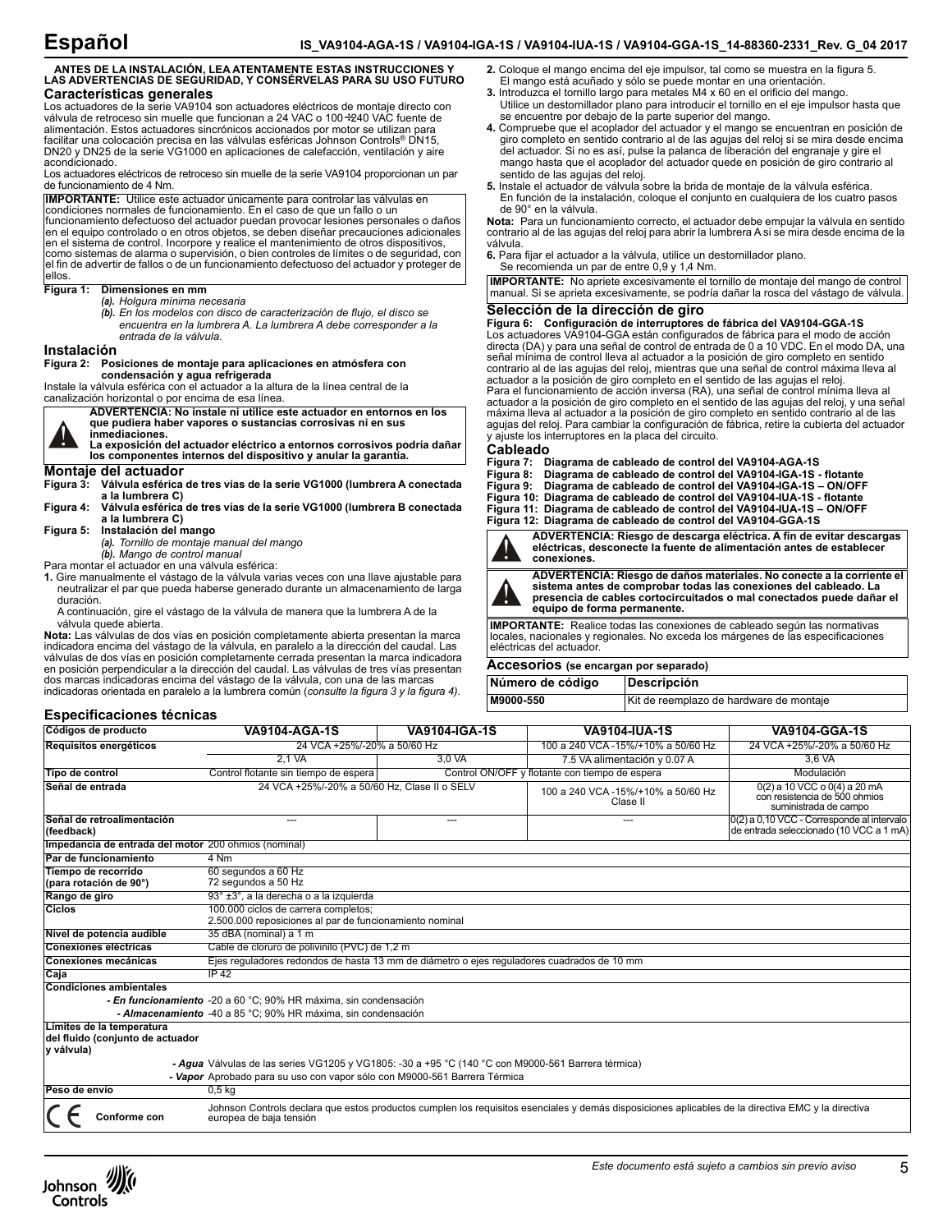# Español

**ANTES DE LA INSTALACIÓN, LEA ATENTAMENTE ESTAS INSTRUCCIONES Y LAS ADVERTENCIAS DE SEGURIDAD, Y CONSÉRVELAS PARA SU USO FUTURO**

## Características generales

Los actuadores de la serie VA9104 son actuadores eléctricos de montaje directo con válvula de retroceso sin muelle que funcionan a 24 VAC o 100 ÷240 VAC fuente de alimentación. Estos actuadores sincrónicos accionados por motor se utilizan para facilitar una colocación precisa en las válvulas esféricas Johnson Controls® DN15, DN20 y DN25 de la serie VG1000 en aplicaciones de calefacción, ventilación y aire acondicionado.

Los actuadores eléctricos de retroceso sin muelle de la serie VA9104 proporcionan un par de funcionamiento de 4 Nm.

**IMPORTANTE:** Utilice este actuador únicamente para controlar las válvulas en condiciones normales de funcionamiento. En el caso de que un fallo o un funcionamiento defectuoso del actuador puedan provocar lesiones personales o daños en el equipo controlado o en otros objetos, se deben diseñar precauciones adicionales en el sistema de control. Incorpore y realice el mantenimiento de otros dispositivos, como sistemas de alarma o supervisión, o bien controles de límites o de seguridad, con el fin de advertir de fallos o de un funcionamiento defectuoso del actuador y proteger de ellos.

**Figura 1: Dimensiones en mm**
*(a). Holgura mínima necesaria*
*(b). En los modelos con disco de caracterización de flujo, el disco se encuentra en la lumbrera A. La lumbrera A debe corresponder a la entrada de la válvula.*

## Instalación

**Figura 2: Posiciones de montaje para aplicaciones en atmósfera con condensación y agua refrigerada**

Instale la válvula esférica con el actuador a la altura de la línea central de la canalización horizontal o por encima de esa línea.

**ADVERTENCIA: No instale ni utilice este actuador en entornos en los que pudiera haber vapores o sustancias corrosivas ni en sus inmediaciones.**
**La exposición del actuador eléctrico a entornos corrosivos podría dañar los componentes internos del dispositivo y anular la garantía.**

## Montaje del actuador

**Figura 3: Válvula esférica de tres vías de la serie VG1000 (lumbrera A conectada a la lumbrera C)**
**Figura 4: Válvula esférica de tres vías de la serie VG1000 (lumbrera B conectada a la lumbrera C)**
**Figura 5: Instalación del mango**
*(a). Tornillo de montaje manual del mango*
*(b). Mango de control manual*

Para montar el actuador en una válvula esférica:

1. Gire manualmente el vástago de la válvula varias veces con una llave ajustable para neutralizar el par que pueda haberse generado durante un almacenamiento de larga duración.
   A continuación, gire el vástago de la válvula de manera que la lumbrera A de la válvula quede abierta.

**Nota:** Las válvulas de dos vías en posición completamente abierta presentan la marca indicadora encima del vástago de la válvula, en paralelo a la dirección del caudal. Las válvulas de dos vías en posición completamente cerrada presentan la marca indicadora en posición perpendicular a la dirección del caudal. Las válvulas de tres vías presentan dos marcas indicadoras encima del vástago de la válvula, con una de las marcas indicadoras orientada en paralelo a la lumbrera común (*consulte la figura 3 y la figura 4).*

2. Coloque el mango encima del eje impulsor, tal como se muestra en la figura 5.
   El mango está acuñado y sólo se puede montar en una orientación.
3. Introduzca el tornillo largo para metales M4 x 60 en el orificio del mango.
   Utilice un destornillador plano para introducir el tornillo en el eje impulsor hasta que se encuentre por debajo de la parte superior del mango.
4. Compruebe que el acoplador del actuador y el mango se encuentran en posición de giro completo en sentido contrario al de las agujas del reloj si se mira desde encima del actuador. Si no es así, pulse la palanca de liberación del engranaje y gire el mango hasta que el acoplador del actuador quede en posición de giro contrario al sentido de las agujas del reloj.
5. Instale el actuador de válvula sobre la brida de montaje de la válvula esférica.
   En función de la instalación, coloque el conjunto en cualquiera de los cuatro pasos de 90° en la válvula.

**Nota:** Para un funcionamiento correcto, el actuador debe empujar la válvula en sentido contrario al de las agujas del reloj para abrir la lumbrera A si se mira desde encima de la válvula.

6. Para fijar el actuador a la válvula, utilice un destornillador plano.
   Se recomienda un par de entre 0,9 y 1,4 Nm.

**IMPORTANTE:** No apriete excesivamente el tornillo de montaje del mango de control manual. Si se aprieta excesivamente, se podría dañar la rosca del vástago de válvula.

## Selección de la dirección de giro

**Figura 6: Configuración de interruptores de fábrica del VA9104-GGA-1S**

Los actuadores VA9104-GGA están configurados de fábrica para el modo de acción directa (DA) y para una señal de control de entrada de 0 a 10 VDC. En el modo DA, una señal mínima de control lleva al actuador a la posición de giro completo en sentido contrario al de las agujas del reloj, mientras que una señal de control máxima lleva al actuador a la posición de giro completo en el sentido de las agujas el reloj.

Para el funcionamiento de acción inversa (RA), una señal de control mínima lleva al actuador a la posición de giro completo en el sentido de las agujas del reloj, y una señal máxima lleva al actuador a la posición de giro completo en sentido contrario al de las agujas del reloj. Para cambiar la configuración de fábrica, retire la cubierta del actuador y ajuste los interruptores en la placa del circuito.

## Cableado

**Figura 7: Diagrama de cableado de control del VA9104-AGA-1S**
**Figura 8: Diagrama de cableado de control del VA9104-IGA-1S - flotante**
**Figura 9: Diagrama de cableado de control del VA9104-IGA-1S – ON/OFF**
**Figura 10: Diagrama de cableado de control del VA9104-IUA-1S - flotante**
**Figura 11: Diagrama de cableado de control del VA9104-IUA-1S – ON/OFF**
**Figura 12: Diagrama de cableado de control del VA9104-GGA-1S**

**ADVERTENCIA: Riesgo de descarga eléctrica. A fin de evitar descargas eléctricas, desconecte la fuente de alimentación antes de establecer conexiones.**

**ADVERTENCIA: Riesgo de daños materiales. No conecte a la corriente el sistema antes de comprobar todas las conexiones del cableado. La presencia de cables cortocircuitados o mal conectados puede dañar el equipo de forma permanente.**

**IMPORTANTE:** Realice todas las conexiones de cableado según las normativas locales, nacionales y regionales. No exceda los márgenes de las especificaciones eléctricas del actuador.

## Accesorios (se encargan por separado)

| Número de código | Descripción |
|---|---|
| M9000-550 | Kit de reemplazo de hardware de montaje |

## Especificaciones técnicas

| Códigos de producto | VA9104-AGA-1S | VA9104-IGA-1S | VA9104-IUA-1S | VA9104-GGA-1S |
|---|---|---|---|---|
| Requisitos energéticos | 24 VCA +25%/-20% a 50/60 Hz | | 100 a 240 VCA -15%/+10% a 50/60 Hz | 24 VCA +25%/-20% a 50/60 Hz |
| | 2,1 VA | 3,0 VA | 7.5 VA alimentación y 0.07 A | 3,6 VA |
| Tipo de control | Control flotante sin tiempo de espera | Control ON/OFF y flotante con tiempo de espera | | Modulación |
| Señal de entrada | 24 VCA +25%/-20% a 50/60 Hz, Clase II o SELV | | 100 a 240 VCA -15%/+10% a 50/60 Hz Clase II | 0(2) a 10 VCC o 0(4) a 20 mA con resistencia de 500 ohmios suministrada de campo |
| Señal de retroalimentación (feedback) | --- | --- | --- | 0(2) a 0,10 VCC - Corresponde al intervalo de entrada seleccionado (10 VCC a 1 mA) |
| Impedancia de entrada del motor | 200 ohmios (nominal) | | | |
| Par de funcionamiento | 4 Nm | | | |
| Tiempo de recorrido (para rotación de 90°) | 60 segundos a 60 Hz<br>72 segundos a 50 Hz | | | |
| Rango de giro | 93° ±3°, a la derecha o a la izquierda | | | |
| Ciclos | 100.000 ciclos de carrera completos;<br>2.500.000 reposiciones al par de funcionamiento nominal | | | |
| Nivel de potencia audible | 35 dBA (nominal) a 1 m | | | |
| Conexiones eléctricas | Cable de cloruro de polivinilo (PVC) de 1,2 m | | | |
| Conexiones mecánicas | Ejes reguladores redondos de hasta 13 mm de diámetro o ejes reguladores cuadrados de 10 mm | | | |
| Caja | IP 42 | | | |
| Condiciones ambientales | | | | |
| *- En funcionamiento* | -20 a 60 °C; 90% HR máxima, sin condensación | | | |
| *- Almacenamiento* | -40 a 85 °C; 90% HR máxima, sin condensación | | | |
| Límites de la temperatura del fluido (conjunto de actuador y válvula) | | | | |
| *- Agua* | Válvulas de las series VG1205 y VG1805: -30 a +95 °C (140 °C con M9000-561 Barrera térmica) | | | |
| *- Vapor* | Aprobado para su uso con vapor sólo con M9000-561 Barrera Térmica | | | |
| Peso de envío | 0,5 kg | | | |
| CE Conforme con | Johnson Controls declara que estos productos cumplen los requisitos esenciales y demás disposiciones aplicables de la directiva EMC y la directiva europea de baja tensión | | | |

*Este documento está sujeto a cambios sin previo aviso*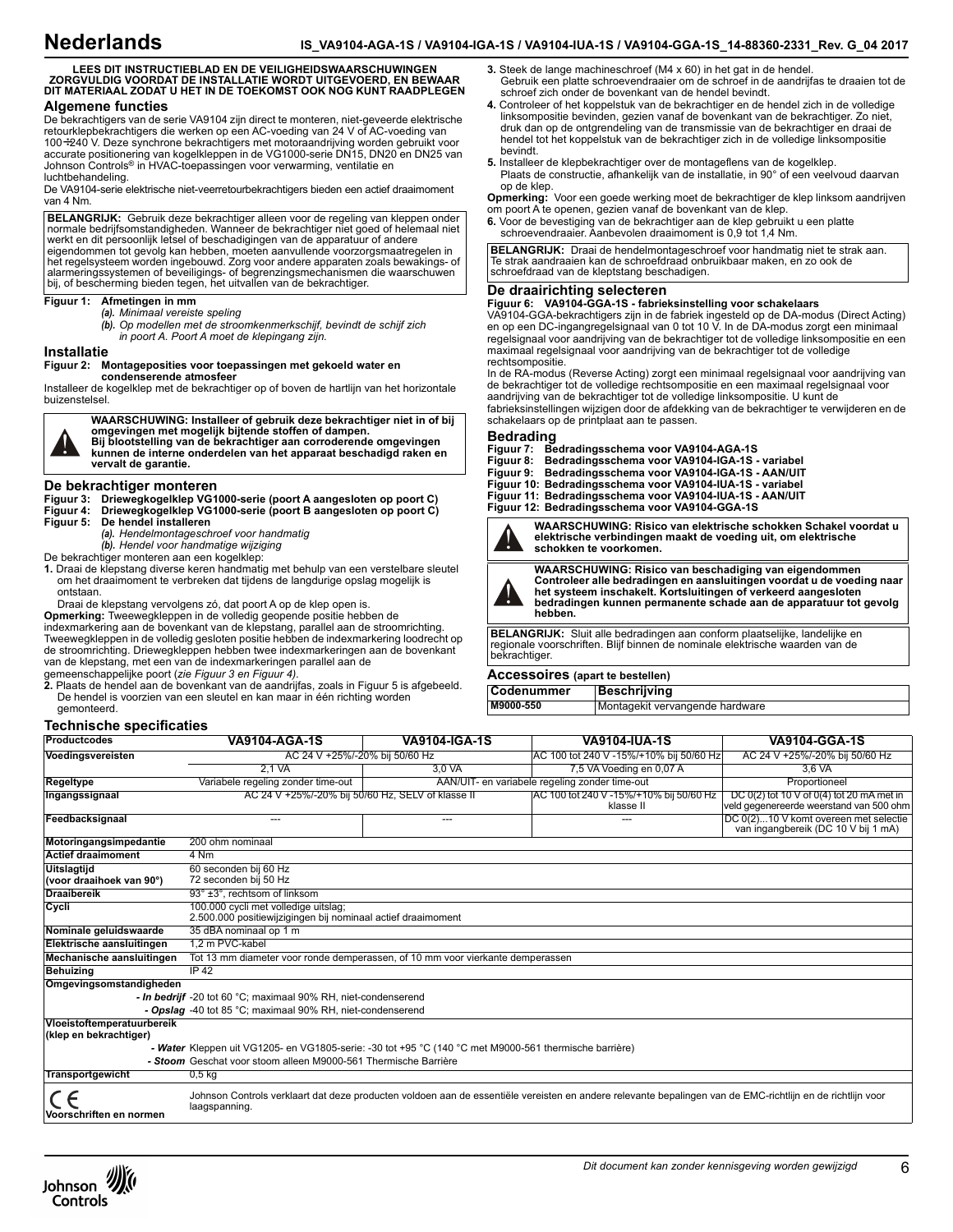# Nederlands

**LEES DIT INSTRUCTIEBLAD EN DE VEILIGHEIDSWAARSCHUWINGEN ZORGVULDIG VOORDAT DE INSTALLATIE WORDT UITGEVOERD, EN BEWAAR DIT MATERIAAL ZODAT U HET IN DE TOEKOMST OOK NOG KUNT RAADPLEGEN**

## Algemene functies

De bekrachtigers van de serie VA9104 zijn direct te monteren, niet-geveerde elektrische retourklepbekrachtigers die werken op een AC-voeding van 24 V of AC-voeding van 100÷240 V. Deze synchrone bekrachtigers met motoraandrijving worden gebruikt voor accurate positionering van kogelkleppen in de VG1000-serie DN15, DN20 en DN25 van Johnson Controls® in HVAC-toepassingen voor verwarming, ventilatie en luchtbehandeling.

De VA9104-serie elektrische niet-veerretourbekrachtigers bieden een actief draaimoment van 4 Nm.

**BELANGRIJK:** Gebruik deze bekrachtiger alleen voor de regeling van kleppen onder normale bedrijfsomstandigheden. Wanneer de bekrachtiger niet goed of helemaal niet werkt en dit persoonlijk letsel of beschadigingen van de apparatuur of andere eigendommen tot gevolg kan hebben, moeten aanvullende voorzorgsmaatregelen in het regelsysteem worden ingebouwd. Zorg voor andere apparaten zoals bewakings- of alarmeringssystemen of beveiligings- of begrenzingsmechanismen die waarschuwen bij, of bescherming bieden tegen, het uitvallen van de bekrachtiger.

**Figuur 1: Afmetingen in mm**
*(a). Minimaal vereiste speling*
*(b). Op modellen met de stroomkenmerkschijf, bevindt de schijf zich in poort A. Poort A moet de klepingang zijn.*

## Installatie

**Figuur 2: Montageposities voor toepassingen met gekoeld water en condenserende atmosfeer**

Installeer de kogelklep met de bekrachtiger op of boven de hartlijn van het horizontale buizenstelsel.

**WAARSCHUWING: Installeer of gebruik deze bekrachtiger niet in of bij omgevingen met mogelijk bijtende stoffen of dampen. Bij blootstelling van de bekrachtiger aan corroderende omgevingen kunnen de interne onderdelen van het apparaat beschadigd raken en vervalt de garantie.**

## De bekrachtiger monteren

**Figuur 3: Driewegkogelklep VG1000-serie (poort A aangesloten op poort C)**
**Figuur 4: Driewegkogelklep VG1000-serie (poort B aangesloten op poort C)**
**Figuur 5: De hendel installeren**
*(a). Hendelmontageschroef voor handmatig*
*(b). Hendel voor handmatige wijziging*

De bekrachtiger monteren aan een kogelklep:

1. Draai de klepstang diverse keren handmatig met behulp van een verstelbare sleutel om het draaimoment te verbreken dat tijdens de langdurige opslag mogelijk is ontstaan.
   Draai de klepstang vervolgens zó, dat poort A op de klep open is.

**Opmerking:** Tweewegkleppen in de volledig geopende positie hebben de indexmarkering aan de bovenkant van de klepstang, parallel aan de stroomrichting. Tweewegkleppen in de volledig gesloten positie hebben de indexmarkering loodrecht op de stroomrichting. Driewegkleppen hebben twee indexmarkeringen aan de bovenkant van de klepstang, met een van de indexmarkeringen parallel aan de gemeenschappelijke poort (*zie Figuur 3 en Figuur 4).*

2. Plaats de hendel aan de bovenkant van de aandrijfas, zoals in Figuur 5 is afgebeeld. De hendel is voorzien van een sleutel en kan maar in één richting worden gemonteerd.
3. Steek de lange machineschroef (M4 x 60) in het gat in de hendel.
   Gebruik een platte schroevendraaier om de schroef in de aandrijfas te draaien tot de schroef zich onder de bovenkant van de hendel bevindt.
4. Controleer of het koppelstuk van de bekrachtiger en de hendel zich in de volledige linksompositie bevinden, gezien vanaf de bovenkant van de bekrachtiger. Zo niet, druk dan op de ontgrendeling van de transmissie van de bekrachtiger en draai de hendel tot het koppelstuk van de bekrachtiger zich in de volledige linksompositie bevindt.
5. Installeer de klepbekrachtiger over de montageflens van de kogelklep.
   Plaats de constructie, afhankelijk van de installatie, in 90° of een veelvoud daarvan op de klep.

**Opmerking:** Voor een goede werking moet de bekrachtiger de klep linksom aandrijven om poort A te openen, gezien vanaf de bovenkant van de klep.

6. Voor de bevestiging van de bekrachtiger aan de klep gebruikt u een platte schroevendraaier. Aanbevolen draaimoment is 0,9 tot 1,4 Nm.

**BELANGRIJK:** Draai de hendelmontageschroef voor handmatig niet te strak aan. Te strak aandraaien kan de schroefdraad onbruikbaar maken, en zo ook de schroefdraad van de kleptstang beschadigen.

## De draairichting selecteren

**Figuur 6: VA9104-GGA-1S - fabrieksinstelling voor schakelaars**

VA9104-GGA-bekrachtigers zijn in de fabriek ingesteld op de DA-modus (Direct Acting) en op een DC-ingangregelsignaal van 0 tot 10 V. In de DA-modus zorgt een minimaal regelsignaal voor aandrijving van de bekrachtiger tot de volledige linksompositie en een maximaal regelsignaal voor aandrijving van de bekrachtiger tot de volledige rechtsompositie.

In de RA-modus (Reverse Acting) zorgt een minimaal regelsignaal voor aandrijving van de bekrachtiger tot de volledige rechtsompositie en een maximaal regelsignaal voor aandrijving van de bekrachtiger tot de volledige linksompositie. U kunt de fabrieksinstellingen wijzigen door de afdekking van de bekrachtiger te verwijderen en de schakelaars op de printplaat aan te passen.

## Bedrading

**Figuur 7: Bedradingsschema voor VA9104-AGA-1S**
**Figuur 8: Bedradingsschema voor VA9104-IGA-1S - variabel**
**Figuur 9: Bedradingsschema voor VA9104-IGA-1S - AAN/UIT**
**Figuur 10: Bedradingsschema voor VA9104-IUA-1S - variabel**
**Figuur 11: Bedradingsschema voor VA9104-IUA-1S - AAN/UIT**
**Figuur 12: Bedradingsschema voor VA9104-GGA-1S**

**WAARSCHUWING: Risico van elektrische schokken Schakel voordat u elektrische verbindingen maakt de voeding uit, om elektrische schokken te voorkomen.**

**WAARSCHUWING: Risico van beschadiging van eigendommen Controleer alle bedradingen en aansluitingen voordat u de voeding naar het systeem inschakelt. Kortsluitingen of verkeerd aangesloten bedradingen kunnen permanente schade aan de apparatuur tot gevolg hebben.**

**BELANGRIJK:** Sluit alle bedradingen aan conform plaatselijke, landelijke en regionale voorschriften. Blijf binnen de nominale elektrische waarden van de bekrachtiger.

## Accessoires (apart te bestellen)

| Codenummer | Beschrijving |
|---|---|
| M9000-550 | Montagekit vervangende hardware |

## Technische specificaties

| Productcodes | VA9104-AGA-1S | VA9104-IGA-1S | VA9104-IUA-1S | VA9104-GGA-1S |
|---|---|---|---|---|
| Voedingsvereisten | AC 24 V +25%/-20% bij 50/60 Hz | | AC 100 tot 240 V -15%/+10% bij 50/60 Hz | AC 24 V +25%/-20% bij 50/60 Hz |
| | 2,1 VA | 3,0 VA | 7,5 VA Voeding en 0,07 A | 3,6 VA |
| Regeltype | Variabele regeling zonder time-out | AAN/UIT- en variabele regeling zonder time-out | | Proportioneel |
| Ingangssignaal | AC 24 V +25%/-20% bij 50/60 Hz, SELV of klasse II | | AC 100 tot 240 V -15%/+10% bij 50/60 Hz klasse II | DC 0(2) tot 10 V of 0(4) tot 20 mA met in veld gegenereerde weerstand van 500 ohm |
| Feedbacksignaal | --- | --- | --- | DC 0(2)...10 V komt overeen met selectie van ingangbereik (DC 10 V bij 1 mA) |
| Motoringangsimpedantie | 200 ohm nominaal | | | |
| Actief draaimoment | 4 Nm | | | |
| Uitslagtijd (voor draaihoek van 90°) | 60 seconden bij 60 Hz<br>72 seconden bij 50 Hz | | | |
| Draaibereik | 93° ±3°, rechtsom of linksom | | | |
| Cycli | 100.000 cycli met volledige uitslag;<br>2.500.000 positiewijzigingen bij nominaal actief draaimoment | | | |
| Nominale geluidswaarde | 35 dBA nominaal op 1 m | | | |
| Elektrische aansluitingen | 1,2 m PVC-kabel | | | |
| Mechanische aansluitingen | Tot 13 mm diameter voor ronde demperassen, of 10 mm voor vierkante demperassen | | | |
| Behuizing | IP 42 | | | |
| Omgevingsomstandigheden | | | | |
| *- In bedrijf* | -20 tot 60 °C; maximaal 90% RH, niet-condenserend | | | |
| *- Opslag* | -40 tot 85 °C; maximaal 90% RH, niet-condenserend | | | |
| Vloeistoftemperatuurbereik (klep en bekrachtiger) | | | | |
| *- Water* | Kleppen uit VG1205- en VG1805-serie: -30 tot +95 °C (140 °C met M9000-561 thermische barrière) | | | |
| *- Stoom* | Geschat voor stoom alleen M9000-561 Thermische Barrière | | | |
| Transportgewicht | 0,5 kg | | | |
| CE Voorschriften en normen | Johnson Controls verklaart dat deze producten voldoen aan de essentiële vereisten en andere relevante bepalingen van de EMC-richtlijn en de richtlijn voor laagspanning. | | | |

*Dit document kan zonder kennisgeving worden gewijzigd*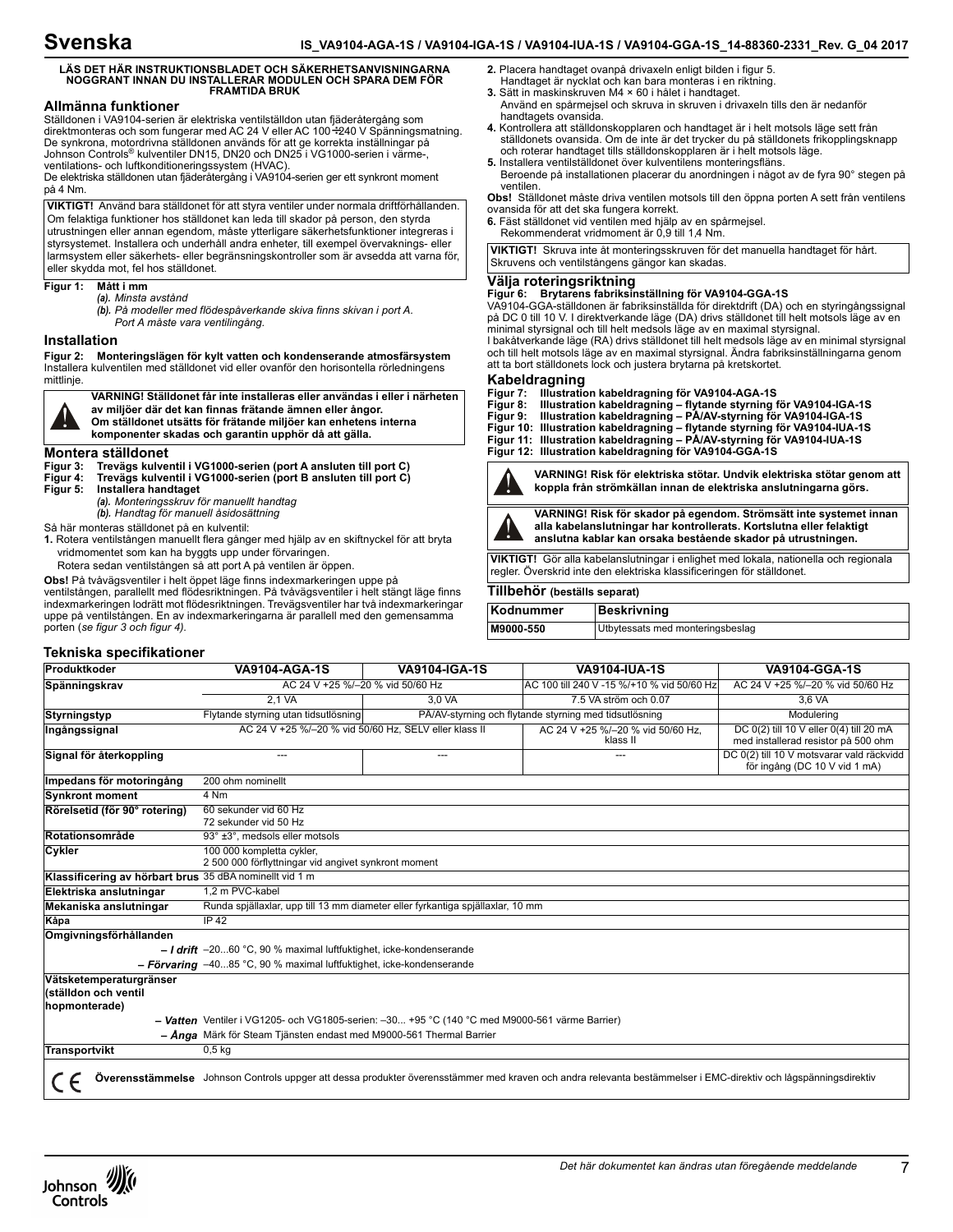# Svenska

**LÄS DET HÄR INSTRUKTIONSBLADET OCH SÄKERHETSANVISNINGARNA NOGGRANT INNAN DU INSTALLERAR MODULEN OCH SPARA DEM FÖR FRAMTIDA BRUK**

## Allmänna funktioner

Ställdonen i VA9104-serien är elektriska ventilställdon utan fjäderåtergång som direktmonteras och som fungerar med AC 24 V eller AC 100÷240 V Spänningsmatning. De synkrona, motordrivna ställdonen används för att ge korrekta inställningar på Johnson Controls® kulventiler DN15, DN20 och DN25 i VG1000-serien i värme-, ventilations- och luftkonditioneringssystem (HVAC).

De elektriska ställdonen utan fjäderåtergång i VA9104-serien ger ett synkront moment på 4 Nm.

**VIKTIGT!** Använd bara ställdonet för att styra ventiler under normala driftförhållanden. Om felaktiga funktioner hos ställdonet kan leda till skador på person, den styrda utrustningen eller annan egendom, måste ytterligare säkerhetsfunktioner integreras i styrsystemet. Installera och underhåll andra enheter, till exempel övervaknings- eller larmsystem eller säkerhets- eller begränsningskontroller som är avsedda att varna för, eller skydda mot, fel hos ställdonet.

**Figur 1: Mått i mm**
*(a). Minsta avstånd*
*(b). På modeller med flödespåverkande skiva finns skivan i port A. Port A måste vara ventilingång.*

## Installation

**Figur 2: Monteringslägen för kylt vatten och kondenserande atmosfärsystem**

Installera kulventilen med ställdonet vid eller ovanför den horisontella rörledningens mittlinje.

**VARNING! Ställdonet får inte installeras eller användas i eller i närheten av miljöer där det kan finnas frätande ämnen eller ångor. Om ställdonet utsätts för frätande miljöer kan enhetens interna komponenter skadas och garantin upphör då att gälla.**

## Montera ställdonet

**Figur 3: Trevägs kulventil i VG1000-serien (port A ansluten till port C)**
**Figur 4: Trevägs kulventil i VG1000-serien (port B ansluten till port C)**
**Figur 5: Installera handtaget**
*(a). Monteringsskruv för manuellt handtag*
*(b). Handtag för manuell åsidosättning*

Så här monteras ställdonet på en kulventil:

1. Rotera ventilstången manuellt flera gånger med hjälp av en skiftnyckel för att bryta vridmomentet som kan ha byggts upp under förvaringen.
   Rotera sedan ventilstången så att port A på ventilen är öppen.

**Obs!** På tvåvägsventiler i helt öppet läge finns indexmarkeringen uppe på ventilstången, parallellt med flödesriktningen. På tvåvägsventiler i helt stängt läge finns indexmarkeringen lodrätt mot flödesriktningen. Trevägsventiler har två indexmarkeringar uppe på ventilstången. En av indexmarkeringarna är parallell med den gemensamma porten (*se figur 3 och figur 4).*

2. Placera handtaget ovanpå drivaxeln enligt bilden i figur 5.
   Handtaget är nycklat och kan bara monteras i en riktning.
3. Sätt in maskinskruven M4 × 60 i hålet i handtaget.
   Använd en spårmejsel och skruva in skruven i drivaxeln tills den är nedanför handtagets ovansida.
4. Kontrollera att ställdonskopplaren och handtaget är i helt motsols läge sett från ställdonets ovansida. Om de inte är det trycker du på ställdonets frikopplingsknapp och roterar handtaget tills ställdonskopplaren är i helt motsols läge.
5. Installera ventilställdonet över kulventilens monteringsfläns.
   Beroende på installationen placerar du anordningen i något av de fyra 90° stegen på ventilen.

**Obs!** Ställdonet måste driva ventilen motsols till den öppna porten A sett från ventilens ovansida för att det ska fungera korrekt.

6. Fäst ställdonet vid ventilen med hjälp av en spårmejsel.
   Rekommenderat vridmoment är 0,9 till 1,4 Nm.

**VIKTIGT!** Skruva inte åt monteringsskruven för det manuella handtaget för hårt. Skruvens och ventilstångens gängor kan skadas.

## Välja roteringsriktning

**Figur 6: Brytarens fabriksinställning för VA9104-GGA-1S**

VA9104-GGA-ställdonen är fabriksinställda för direktdrift (DA) och en styringångssignal på DC 0 till 10 V. I direktverkande läge (DA) drivs ställdonet till helt motsols läge av en minimal styrsignal och till helt medsols läge av en maximal styrsignal.
I bakåtverkande läge (RA) drivs ställdonet till helt medsols läge av en minimal styrsignal och till helt motsols läge av en maximal styrsignal. Ändra fabriksinställningarna genom att ta bort ställdonets lock och justera brytarna på kretskortet.

## Kabeldragning

**Figur 7: Illustration kabeldragning för VA9104-AGA-1S**
**Figur 8: Illustration kabeldragning – flytande styrning för VA9104-IGA-1S**
**Figur 9: Illustration kabeldragning – PÅ/AV-styrning för VA9104-IGA-1S**
**Figur 10: Illustration kabeldragning – flytande styrning för VA9104-IUA-1S**
**Figur 11: Illustration kabeldragning – PÅ/AV-styrning för VA9104-IUA-1S**
**Figur 12: Illustration kabeldragning för VA9104-GGA-1S**

**VARNING! Risk för elektriska stötar. Undvik elektriska stötar genom att koppla från strömkällan innan de elektriska anslutningarna görs.**

**VARNING! Risk för skador på egendom. Strömsätt inte systemet innan alla kabelanslutningar har kontrollerats. Kortslutna eller felaktigt anslutna kablar kan orsaka bestående skador på utrustningen.**

**VIKTIGT!** Gör alla kabelanslutningar i enlighet med lokala, nationella och regionala regler. Överskrid inte den elektriska klassificeringen för ställdonet.

## Tillbehör (beställs separat)

| Kodnummer | Beskrivning |
|---|---|
| M9000-550 | Utbytessats med monteringsbeslag |

## Tekniska specifikationer

| Produktkoder | VA9104-AGA-1S | VA9104-IGA-1S | VA9104-IUA-1S | VA9104-GGA-1S |
|---|---|---|---|---|
| Spänningskrav | AC 24 V +25 %/–20 % vid 50/60 Hz | | AC 100 till 240 V -15 %/+10 % vid 50/60 Hz | AC 24 V +25 %/–20 % vid 50/60 Hz |
| | 2,1 VA | 3,0 VA | 7.5 VA ström och 0.07 | 3,6 VA |
| Styrningstyp | Flytande styrning utan tidsutlösning | PÅ/AV-styrning och flytande styrning med tidsutlösning | | Modulering |
| Ingångssignal | AC 24 V +25 %/–20 % vid 50/60 Hz, SELV eller klass II | | AC 24 V +25 %/–20 % vid 50/60 Hz, klass II | DC 0(2) till 10 V eller 0(4) till 20 mA med installerad resistor på 500 ohm |
| Signal för återkoppling | --- | --- | --- | DC 0(2) till 10 V motsvarar vald räckvidd för ingång (DC 10 V vid 1 mA) |
| Impedans för motoringång | 200 ohm nominellt | | | |
| Synkront moment | 4 Nm | | | |
| Rörelsetid (för 90° rotering) | 60 sekunder vid 60 Hz<br>72 sekunder vid 50 Hz | | | |
| Rotationsområde | 93° ±3°, medsols eller motsols | | | |
| Cykler | 100 000 kompletta cykler,<br>2 500 000 förflyttningar vid angivet synkront moment | | | |
| Klassificering av hörbart brus | 35 dBA nominellt vid 1 m | | | |
| Elektriska anslutningar | 1,2 m PVC-kabel | | | |
| Mekaniska anslutningar | Runda spjällaxlar, upp till 13 mm diameter eller fyrkantiga spjällaxlar, 10 mm | | | |
| Kåpa | IP 42 | | | |
| Omgivningsförhållanden | | | | |
| – *I drift* | –20...60 °C, 90 % maximal luftfuktighet, icke-kondenserande | | | |
| – *Förvaring* | –40...85 °C, 90 % maximal luftfuktighet, icke-kondenserande | | | |
| Vätsketemperaturgränser (ställdon och ventil hopmonterade) | | | | |
| – *Vatten* | Ventiler i VG1205- och VG1805-serien: –30... +95 °C (140 °C med M9000-561 värme Barrier) | | | |
| – *Ånga* | Märk för Steam Tjänsten endast med M9000-561 Thermal Barrier | | | |
| Transportvikt | 0,5 kg | | | |

CE **Överensstämmelse** Johnson Controls uppger att dessa produkter överensstämmer med kraven och andra relevanta bestämmelser i EMC-direktiv och lågspänningsdirektiv

*Det här dokumentet kan ändras utan föregående meddelande*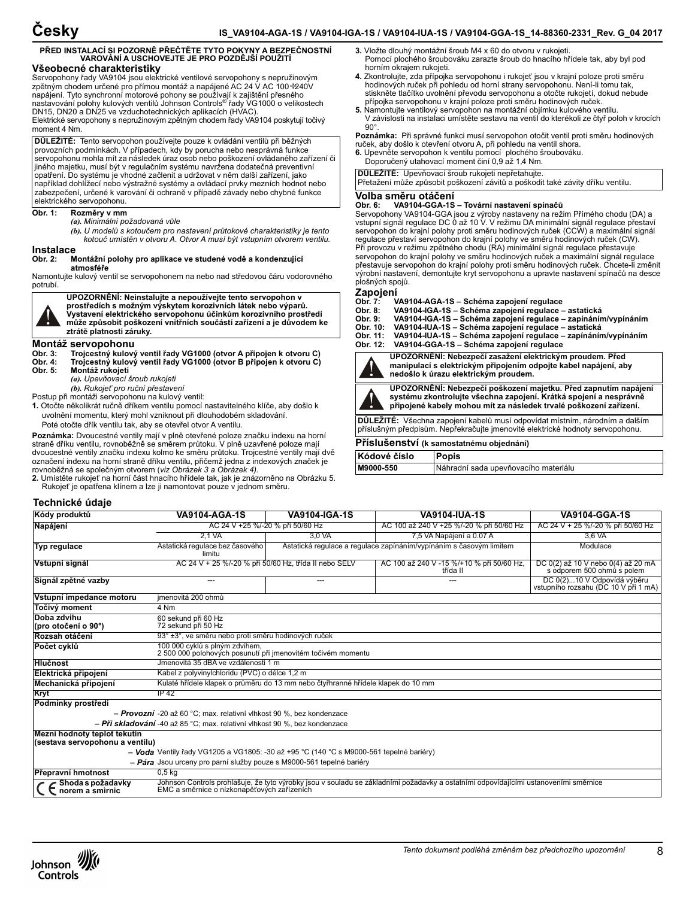# Česky

**IS_VA9104-AGA-1S / VA9104-IGA-1S / VA9104-IUA-1S / VA9104-GGA-1S_14-88360-2331_Rev. G_04 2017**

**PŘED INSTALACÍ SI POZORNĚ PŘEČTĚTE TYTO POKYNY A BEZPEČNOSTNÍ VAROVÁNÍ A USCHOVEJTE JE PRO POZDĚJŠÍ POUŽITÍ**

## Všeobecné charakteristiky

Servopohony řady VA9104 jsou elektrické ventilové servopohony s nepružinovým zpětným chodem určené pro přímou montáž a napájené AC 24 V AC 100÷240V napájení. Tyto synchronní motorové pohony se používají k zajištění přesného nastavování polohy kulových ventilů Johnson Controls® řady VG1000 o velikostech DN15, DN20 a DN25 ve vzduchotechnických aplikacích (HVAC).
Elektrické servopohony s nepružinovým zpětným chodem řady VA9104 poskytují točivý moment 4 Nm.

**DŮLEŽITÉ:** Tento servopohon používejte pouze k ovládání ventilů při běžných provozních podmínkách. V případech, kdy by porucha nebo nesprávná funkce servopohonu mohla mít za následek úraz osob nebo poškození ovládaného zařízení či jiného majetku, musí být v regulačním systému navržena dodatečná preventivní opatření. Do systému je vhodné začlenit a udržovat v něm další zařízení, jako například dohlížecí nebo výstražné systémy a ovládací prvky mezních hodnot nebo zabezpečení, určené k varování či ochraně v případě závady nebo chybné funkce elektrického servopohonu.

**Obr. 1: Rozměry v mm**
*(a). Minimální požadovaná vůle*
*(b). U modelů s kotoučem pro nastavení průtokové charakteristiky je tento kotouč umístěn v otvoru A. Otvor A musí být vstupním otvorem ventilu.*

## Instalace

**Obr. 2: Montážní polohy pro aplikace ve studené vodě a kondenzující atmosféře**

Namontujte kulový ventil se servopohonem na nebo nad středovou čáru vodorovného potrubí.

**UPOZORNĚNÍ: Neinstalujte a nepoužívejte tento servopohon v prostředích s možným výskytem korozivních látek nebo výparů. Vystavení elektrického servopohonu účinkům korozivního prostředí může způsobit poškození vnitřních součástí zařízení a je důvodem ke ztrátě platnosti záruky.**

## Montáž servopohonu

**Obr. 3: Trojcestný kulový ventil řady VG1000 (otvor A připojen k otvoru C)**
**Obr. 4: Trojcestný kulový ventil řady VG1000 (otvor B připojen k otvoru C)**
**Obr. 5: Montáž rukojeti**
*(a). Upevňovací šroub rukojeti*
*(b). Rukojeť pro ruční přestavení*

Postup při montáži servopohonu na kulový ventil:

1. Otočte několikrát ručně dříkem ventilu pomocí nastavitelného klíče, aby došlo k uvolnění momentu, který mohl vzniknout při dlouhodobém skladování. Poté otočte dřík ventilu tak, aby se otevřel otvor A ventilu.

**Poznámka:** Dvoucestné ventily mají v plně otevřené poloze značku indexu na horní straně dříku ventilu, rovnoběžně se směrem průtoku. V plně uzavřené poloze mají dvoucestné ventily značku indexu kolmo ke směru průtoku. Trojcestné ventily mají dvě označení indexu na horní straně dříku ventilu, přičemž jedna z indexových značek je rovnoběžná se společným otvorem (*viz Obrázek 3 a Obrázek 4)*.

2. Umístěte rukojeť na horní část hnacího hřídele tak, jak je znázorněno na Obrázku 5. Rukojeť je opatřena klínem a lze ji namontovat pouze v jednom směru.
3. Vložte dlouhý montážní šroub M4 x 60 do otvoru v rukojeti. Pomocí plochého šroubováku zarazte šroub do hnacího hřídele tak, aby byl pod horním okrajem rukojeti.
4. Zkontrolujte, zda přípojka servopohonu i rukojeť jsou v krajní poloze proti směru hodinových ručiček při pohledu od horní strany servopohonu. Není-li tomu tak, stiskněte tlačítko uvolnění převodu servopohonu a otočte rukojetí, dokud nebude přípojka servopohonu v krajní poloze proti směru hodinových ruček.
5. Namontujte ventilový servopohon na montážní objímku kulového ventilu. V závislosti na instalaci umístěte sestavu na ventil do kterékoli ze čtyř poloh v krocích 90°.

**Poznámka:** Při správné funkci musí servopohon otočit ventil proti směru hodinových ruček, aby došlo k otevření otvoru A, při pohledu na ventil shora.

6. Upevněte servopohon k ventilu pomocí plochého šroubováku. Doporučený utahovací moment činí 0,9 až 1,4 Nm.

**DŮLEŽITÉ:** Upevňovací šroub rukojeti nepřetahujte.
Přetažení může způsobit poškození závitů a poškodit také závity dříku ventilu.

## Volba směru otáčení

**Obr. 6: VA9104-GGA-1S – Tovární nastavení spínačů**

Servopohony VA9104-GGA jsou z výroby nastaveny na režim Přímého chodu (DA) a vstupní signál regulace DC 0 až 10 V. V režimu DA minimální signál regulace přestaví servopohon do krajní polohy proti směru hodinových ruček (CCW) a maximální signál regulace přestaví servopohon do krajní polohy ve směru hodinových ruček (CW).
Při provozu v režimu zpětného chodu (RA) minimální signál regulace přestavuje servopohon do krajní polohy ve směru hodinových ruček a maximální signál regulace přestavuje servopohon do krajní polohy proti směru hodinových ruček. Chcete-li změnit výrobní nastavení, demontujte kryt servopohonu a upravte nastavení spínačů na desce plošných spojů.

## Zapojení

**Obr. 7: VA9104-AGA-1S – Schéma zapojení regulace**
**Obr. 8: VA9104-IGA-1S – Schéma zapojení regulace – astatická**
**Obr. 9: VA9104-IGA-1S – Schéma zapojení regulace – zapínáním/vypínáním**
**Obr. 10: VA9104-IUA-1S – Schéma zapojení regulace – astatická**
**Obr. 11: VA9104-IUA-1S – Schéma zapojení regulace – zapínáním/vypínáním**
**Obr. 12: VA9104-GGA-1S – Schéma zapojení regulace**

**UPOZORNĚNÍ: Nebezpečí zasažení elektrickým proudem. Před manipulací s elektrickým připojením odpojte kabel napájení, aby nedošlo k úrazu elektrickým proudem.**

**UPOZORNĚNÍ: Nebezpečí poškození majetku. Před zapnutím napájení systému zkontrolujte všechna zapojení. Krátká spojení a nesprávně připojené kabely mohou mít za následek trvalé poškození zařízení.**

**DŮLEŽITÉ:** Všechna zapojení kabelů musí odpovídat místním, národním a dalším příslušným předpisům. Nepřekračujte jmenovité elektrické hodnoty servopohonu.

## Příslušenství (k samostatnému objednání)

| Kódové číslo | Popis |
|---|---|
| M9000-550 | Náhradní sada upevňovacího materiálu |

## Technické údaje

| Kódy produktů | VA9104-AGA-1S | VA9104-IGA-1S | VA9104-IUA-1S | VA9104-GGA-1S |
|---|---|---|---|---|
| Napájení | AC 24 V +25 %/-20 % při 50/60 Hz | | AC 100 až 240 V +25 %/-20 % při 50/60 Hz | AC 24 V + 25 %/-20 % při 50/60 Hz |
| | 2,1 VA | 3,0 VA | 7,5 VA Napájení a 0.07 A | 3,6 VA |
| Typ regulace | Astatická regulace bez časového limitu | Astatická regulace a regulace zapínáním/vypínáním s časovým limitem | | Modulace |
| Vstupní signál | AC 24 V + 25 %/-20 % při 50/60 Hz, třída II nebo SELV | | AC 100 až 240 V -15 %/+10 % při 50/60 Hz, třída II | DC 0(2) až 10 V nebo 0(4) až 20 mA s odporem 500 ohmů s polem |
| Signál zpětné vazby | --- | --- | --- | DC 0(2)...10 V Odpovídá výběru vstupního rozsahu (DC 10 V při 1 mA) |
| Vstupní impedance motoru | jmenovitá 200 ohmů | | | |
| Točivý moment | 4 Nm | | | |
| Doba zdvihu (pro otočení o 90°) | 60 sekund při 60 Hz<br>72 sekund při 50 Hz | | | |
| Rozsah otáčení | 93° ±3°, ve směru nebo proti směru hodinových ruček | | | |
| Počet cyklů | 100 000 cyklů s plným zdvihem,<br>2 500 000 polohových posunutí při jmenovitém točivém momentu | | | |
| Hlučnost | Jmenovitá 35 dBA ve vzdálenosti 1 m | | | |
| Elektrická připojení | Kabel z polyvinylchloridu (PVC) o délce 1,2 m | | | |
| Mechanická připojení | Kulaté hřídele klapek o průměru do 13 mm nebo čtyřhranné hřídele klapek do 10 mm | | | |
| Kryt | IP 42 | | | |
| Podmínky prostředí | | | | |
| *– Provozní* | -20 až 60 °C; max. relativní vlhkost 90 %, bez kondenzace | | | |
| *– Při skladování* | -40 až 85 °C; max. relativní vlhkost 90 %, bez kondenzace | | | |
| Mezní hodnoty teplot tekutin (sestava servopohonu a ventilu) | | | | |
| *– Voda* | Ventily řady VG1205 a VG1805: -30 až +95 °C (140 °C s M9000-561 tepelné bariéry) | | | |
| *– Pára* | Jsou určeny pro parní služby pouze s M9000-561 tepelné bariéry | | | |
| Přepravní hmotnost | 0,5 kg | | | |
| CE Shoda s požadavky norem a smirnic | Johnson Controls prohlašuje, že tyto výrobky jsou v souladu se základními požadavky a ostatními odpovídajícími ustanoveními směrnice EMC a směrnice o nízkonapěťových zařízeních | | | |

*Tento dokument podléhá změnám bez předchozího upozornění*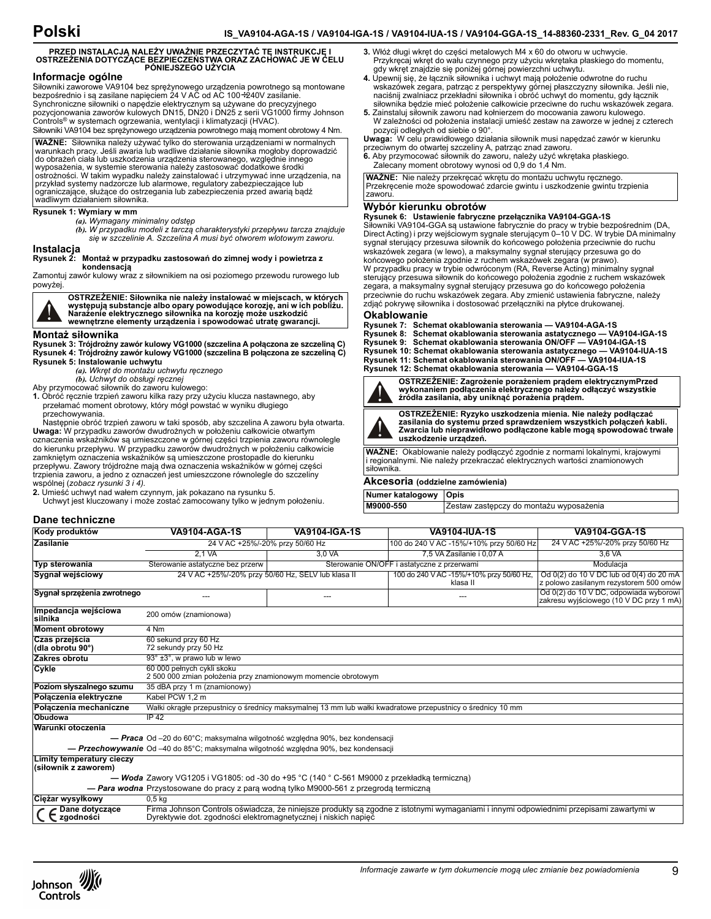# Polski

**PRZED INSTALACJĄ NALEŻY UWAŻNIE PRZECZYTAĆ TĘ INSTRUKCJĘ I OSTRZEŻENIA DOTYCZĄCE BEZPIECZEŃSTWA ORAZ ZACHOWAĆ JE W CELU PÓNIEJSZEGO UŻYCIA**

## Informacje ogólne

Siłowniki zaworowe VA9104 bez sprężynowego urządzenia powrotnego są montowane bezpośrednio i są zasilane napięciem 24 V AC od AC 100÷240V zasilanie. Synchroniczne siłowniki o napędzie elektrycznym są używane do precyzyjnego pozycjonowania zaworów kulowych DN15, DN20 i DN25 z serii VG1000 firmy Johnson Controls® w systemach ogrzewania, wentylacji i klimatyzacji (HVAC).

Siłowniki VA9104 bez sprężynowego urządzenia powrotnego mają moment obrotowy 4 Nm.

**WAŻNE:** Siłownika należy używać tylko do sterowania urządzeniami w normalnych warunkach pracy. Jeśli awaria lub wadliwe działanie siłownika mogłoby doprowadzić do obrażeń ciała lub uszkodzenia urządzenia sterowanego, względnie innego wyposażenia, w systemie sterowania należy zastosować dodatkowe środki ostrożności. W takim wypadku należy zainstalować i utrzymywać inne urządzenia, na przykład systemy nadzorcze lub alarmowe, regulatory zabezpieczające lub ograniczające, służące do ostrzegania lub zabezpieczenia przed awarią bądź wadliwym działaniem siłownika.

**Rysunek 1: Wymiary w mm**

*(a). Wymagany minimalny odstęp*

*(b). W przypadku modeli z tarczą charakterystyki przepływu tarcza znajduje się w szczelinie A. Szczelina A musi być otworem wlotowym zaworu.*

## Instalacja

**Rysunek 2: Montaż w przypadku zastosowań do zimnej wody i powietrza z kondensacją**

Zamontuj zawór kulowy wraz z siłownikiem na osi poziomego przewodu rurowego lub powyżej.

**OSTRZEŻENIE: Siłownika nie należy instalować w miejscach, w których występują substancje albo opary powodujące korozję, ani w ich pobliżu. Narażenie elektrycznego siłownika na korozję może uszkodzić wewnętrzne elementy urządzenia i spowodować utratę gwarancji.**

## Montaż siłownika

**Rysunek 3: Trójdrożny zawór kulowy VG1000 (szczelina A połączona ze szczeliną C)**
**Rysunek 4: Trójdrożny zawór kulowy VG1000 (szczelina B połączona ze szczeliną C)**
**Rysunek 5: Instalowanie uchwytu**

*(a). Wkręt do montażu uchwytu ręcznego*

*(b). Uchwyt do obsługi ręcznej*

Aby przymocować siłownik do zaworu kulowego:

1. Obróć ręcznie trzpień zaworu kilka razy przy użyciu klucza nastawnego, aby przełamać moment obrotowy, który mógł powstać w wyniku długiego przechowywania.
   Następnie obróć trzpień zaworu w taki sposób, aby szczelina A zaworu była otwarta.
   **Uwaga:** W przypadku zaworów dwudrożnych w położeniu całkowicie otwartym oznaczenia wskaźników są umieszczone w górnej części trzpienia zaworu równolegle do kierunku przepływu. W przypadku zaworów dwudrożnych w położeniu całkowicie zamkniętym oznaczenia wskaźników są umieszczone prostopadle do kierunku przepływu. Zawory trójdrożne mają dwa oznaczenia wskaźników w górnej części trzpienia zaworu, a jedno z oznaczeń jest umieszczone równolegle do szczeliny wspólnej (*zobacz rysunki 3 i 4).*
2. Umieść uchwyt nad wałem czynnym, jak pokazano na rysunku 5.
   Uchwyt jest kluczowany i może zostać zamocowany tylko w jednym położeniu.
3. Włóż długi wkręt do części metalowych M4 x 60 do otworu w uchwycie.
   Przykręcaj wkręt do wału czynnego przy użyciu wkrętaka płaskiego do momentu, gdy wkręt znajdzie się poniżej górnej powierzchni uchwytu.
4. Upewnij się, że łącznik siłownika i uchwyt mają położenie odwrotne do ruchu wskazówek zegara, patrząc z perspektywy górnej płaszczyzny siłownika. Jeśli nie, naciśnij zwalniacz przekładni siłownika i obróć uchwyt do momentu, gdy łącznik siłownika będzie mieć położenie całkowicie przeciwne do ruchu wskazówek zegara.
5. Zainstaluj siłownik zaworu nad kołnierzem do mocowania zaworu kulowego.
   W zależności od położenia instalacji umieść zestaw na zaworze w jednej z czterech pozycji odległych od siebie o 90°.

**Uwaga:** W celu prawidłowego działania siłownik musi napędzać zawór w kierunku przeciwnym do otwartej szczeliny A, patrząc znad zaworu.

6. Aby przymocować siłownik do zaworu, należy użyć wkrętaka płaskiego.
   Zalecany moment obrotowy wynosi od 0,9 do 1,4 Nm.

**WAŻNE:** Nie należy przekręcać wkrętu do montażu uchwytu ręcznego. Przekręcenie może spowodować zdarcie gwintu i uszkodzenie gwintu trzpienia zaworu.

## Wybór kierunku obrotów

**Rysunek 6: Ustawienie fabryczne przełącznika VA9104-GGA-1S**

Siłowniki VA9104-GGA są ustawione fabrycznie do pracy w trybie bezpośrednim (DA, Direct Acting) i przy wejściowym sygnale sterującym 0–10 V DC. W trybie DA minimalny sygnał sterujący przesuwa siłownik do końcowego położenia przeciwnie do ruchu wskazówek zegara (w lewo), a maksymalny sygnał sterujący przesuwa go do końcowego położenia zgodnie z ruchem wskazówek zegara (w prawo).

W przypadku pracy w trybie odwróconym (RA, Reverse Acting) minimalny sygnał sterujący przesuwa siłownik do końcowego położenia zgodnie z ruchem wskazówek zegara, a maksymalny sygnał sterujący przesuwa go do końcowego położenia przeciwnie do ruchu wskazówek zegara. Aby zmienić ustawienia fabryczne, należy zdjąć pokrywę siłownika i dostosować przełączniki na płytce drukowanej.

## Okablowanie

**Rysunek 7: Schemat okablowania sterowania — VA9104-AGA-1S**
**Rysunek 8: Schemat okablowania sterowania astatycznego — VA9104-IGA-1S**
**Rysunek 9: Schemat okablowania sterowania ON/OFF — VA9104-IGA-1S**
**Rysunek 10: Schemat okablowania sterowania astatycznego — VA9104-IUA-1S**
**Rysunek 11: Schemat okablowania sterowania ON/OFF — VA9104-IUA-1S**
**Rysunek 12: Schemat okablowania sterowania — VA9104-GGA-1S**

**OSTRZEŻENIE: Zagrożenie porażeniem prądem elektrycznymPrzed wykonaniem podłączenia elektrycznego należy odłączyć wszystkie źródła zasilania, aby uniknąć porażenia prądem.**

**OSTRZEŻENIE: Ryzyko uszkodzenia mienia. Nie należy podłączać zasilania do systemu przed sprawdzeniem wszystkich połączeń kabli. Zwarcia lub nieprawidłowo podłączone kable mogą spowodować trwałe uszkodzenie urządzeń.**

**WAŻNE:** Okablowanie należy podłączyć zgodnie z normami lokalnymi, krajowymi i regionalnymi. Nie należy przekraczać elektrycznych wartości znamionowych siłownika.

## Akcesoria (oddzielne zamówienia)

| Numer katalogowy | Opis |
|---|---|
| M9000-550 | Zestaw zastępczy do montażu wyposażenia |

## Dane techniczne

| Kody produktów | VA9104-AGA-1S | VA9104-IGA-1S | VA9104-IUA-1S | VA9104-GGA-1S |
|---|---|---|---|---|
| Zasilanie | 24 V AC +25%/-20% przy 50/60 Hz | | 100 do 240 V AC -15%/+10% przy 50/60 Hz | 24 V AC +25%/-20% przy 50/60 Hz |
| | 2,1 VA | 3,0 VA | 7,5 VA Zasilanie i 0,07 A | 3,6 VA |
| Typ sterowania | Sterowanie astatyczne bez przerw | Sterowanie ON/OFF i astatyczne z przerwami | | Modulacja |
| Sygnał wejściowy | 24 V AC +25%/-20% przy 50/60 Hz, SELV lub klasa II | | 100 do 240 V AC -15%/+10% przy 50/60 Hz, klasa II | Od 0(2) do 10 V DC lub od 0(4) do 20 mA z polowo zasilanym rezystorem 500 omów |
| Sygnał sprzężenia zwrotnego | --- | --- | --- | Od 0(2) do 10 V DC, odpowiada wyborowi zakresu wyjściowego (10 V DC przy 1 mA) |
| Impedancja wejściowa silnika | 200 omów (znamionowa) | | | |
| Moment obrotowy | 4 Nm | | | |
| Czas przejścia (dla obrotu 90°) | 60 sekund przy 60 Hz<br>72 sekundy przy 50 Hz | | | |
| Zakres obrotu | 93° ±3°, w prawo lub w lewo | | | |
| Cykle | 60 000 pełnych cykli skoku<br>2 500 000 zmian położenia przy znamionowym momencie obrotowym | | | |
| Poziom słyszalnego szumu | 35 dBA przy 1 m (znamionowy) | | | |
| Połączenia elektryczne | Kabel PCW 1,2 m | | | |
| Połączenia mechaniczne | Wałki okrągłe przepustnicy o średnicy maksymalnej 13 mm lub wałki kwadratowe przepustnicy o średnicy 10 mm | | | |
| Obudowa | IP 42 | | | |
| Warunki otoczenia | | | | |
| *— Praca* | Od –20 do 60°C; maksymalna wilgotność względna 90%, bez kondensacji | | | |
| *— Przechowywanie* | Od –40 do 85°C; maksymalna wilgotność względna 90%, bez kondensacji | | | |
| Limity temperatury cieczy (siłownik z zaworem) | | | | |
| *— Woda* | Zawory VG1205 i VG1805: od -30 do +95 °C (140 ° C-561 M9000 z przekładką termiczną) | | | |
| *— Para wodna* | Przystosowane do pracy z parą wodną tylko M9000-561 z przegrodą termiczną | | | |
| Ciężar wysyłkowy | 0,5 kg | | | |
| CE Dane dotyczące zgodności | Firma Johnson Controls oświadcza, że niniejsze produkty są zgodne z istotnymi wymaganiami i innymi odpowiednimi przepisami zawartymi w Dyrektywie dot. zgodności elektromagnetycznej i niskich napięć | | | |

*Informacje zawarte w tym dokumencie mogą ulec zmianie bez powiadomienia*